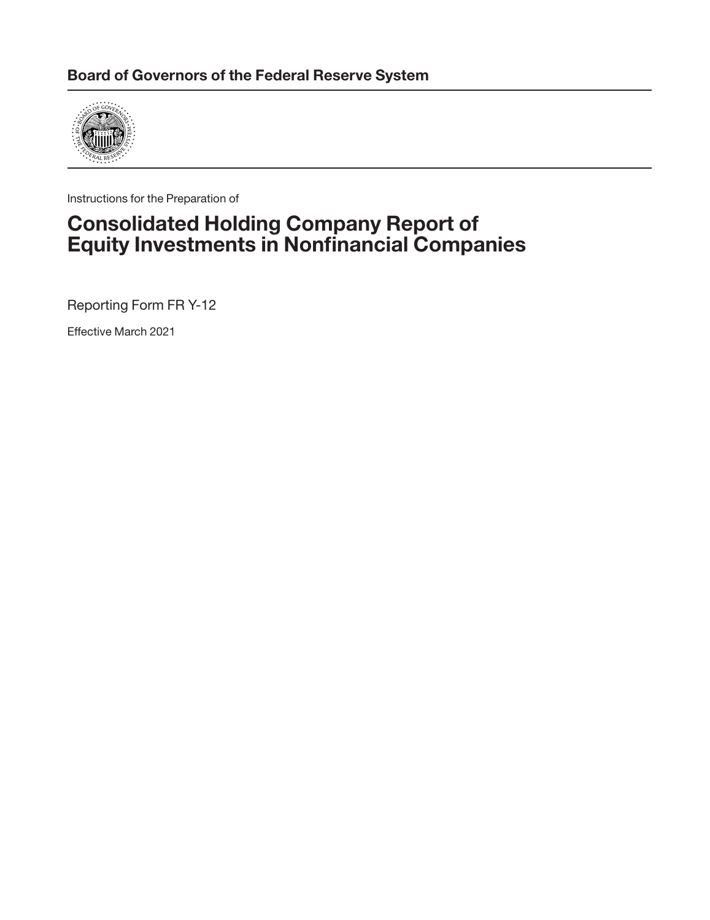**Board of Governors of the Federal Reserve System**

Instructions for the Preparation of

# Consolidated Holding Company Report of Equity Investments in Nonfinancial Companies

Reporting Form FR Y-12

Effective March 2021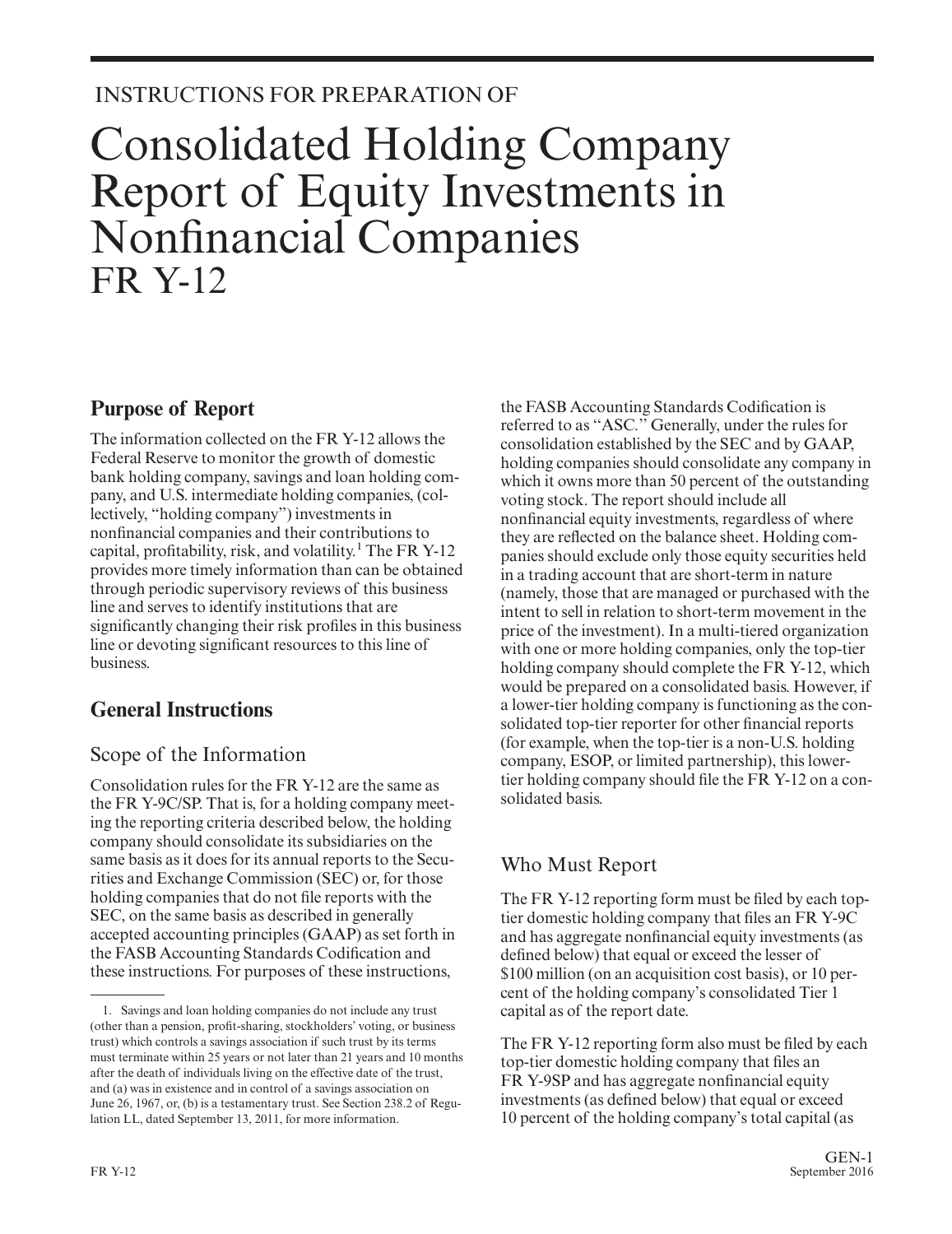INSTRUCTIONS FOR PREPARATION OF

# Consolidated Holding Company Report of Equity Investments in Nonfinancial Companies FR Y-12

## Purpose of Report

The information collected on the FR Y-12 allows the Federal Reserve to monitor the growth of domestic bank holding company, savings and loan holding company, and U.S. intermediate holding companies, (collectively, "holding company") investments in nonfinancial companies and their contributions to capital, profitability, risk, and volatility.[1] The FR Y-12 provides more timely information than can be obtained through periodic supervisory reviews of this business line and serves to identify institutions that are significantly changing their risk profiles in this business line or devoting significant resources to this line of business.

## General Instructions

### Scope of the Information

Consolidation rules for the FR Y-12 are the same as the FR Y-9C/SP. That is, for a holding company meeting the reporting criteria described below, the holding company should consolidate its subsidiaries on the same basis as it does for its annual reports to the Securities and Exchange Commission (SEC) or, for those holding companies that do not file reports with the SEC, on the same basis as described in generally accepted accounting principles (GAAP) as set forth in the FASB Accounting Standards Codification and these instructions. For purposes of these instructions, the FASB Accounting Standards Codification is referred to as "ASC." Generally, under the rules for consolidation established by the SEC and by GAAP, holding companies should consolidate any company in which it owns more than 50 percent of the outstanding voting stock. The report should include all nonfinancial equity investments, regardless of where they are reflected on the balance sheet. Holding companies should exclude only those equity securities held in a trading account that are short-term in nature (namely, those that are managed or purchased with the intent to sell in relation to short-term movement in the price of the investment). In a multi-tiered organization with one or more holding companies, only the top-tier holding company should complete the FR Y-12, which would be prepared on a consolidated basis. However, if a lower-tier holding company is functioning as the consolidated top-tier reporter for other financial reports (for example, when the top-tier is a non-U.S. holding company, ESOP, or limited partnership), this lower-tier holding company should file the FR Y-12 on a consolidated basis.

### Who Must Report

The FR Y-12 reporting form must be filed by each top-tier domestic holding company that files an FR Y-9C and has aggregate nonfinancial equity investments (as defined below) that equal or exceed the lesser of $100 million (on an acquisition cost basis), or 10 percent of the holding company's consolidated Tier 1 capital as of the report date.

The FR Y-12 reporting form also must be filed by each top-tier domestic holding company that files an FR Y-9SP and has aggregate nonfinancial equity investments (as defined below) that equal or exceed 10 percent of the holding company's total capital (as

1. Savings and loan holding companies do not include any trust (other than a pension, profit-sharing, stockholders' voting, or business trust) which controls a savings association if such trust by its terms must terminate within 25 years or not later than 21 years and 10 months after the death of individuals living on the effective date of the trust, and (a) was in existence and in control of a savings association on June 26, 1967, or, (b) is a testamentary trust. See Section 238.2 of Regulation LL, dated September 13, 2011, for more information.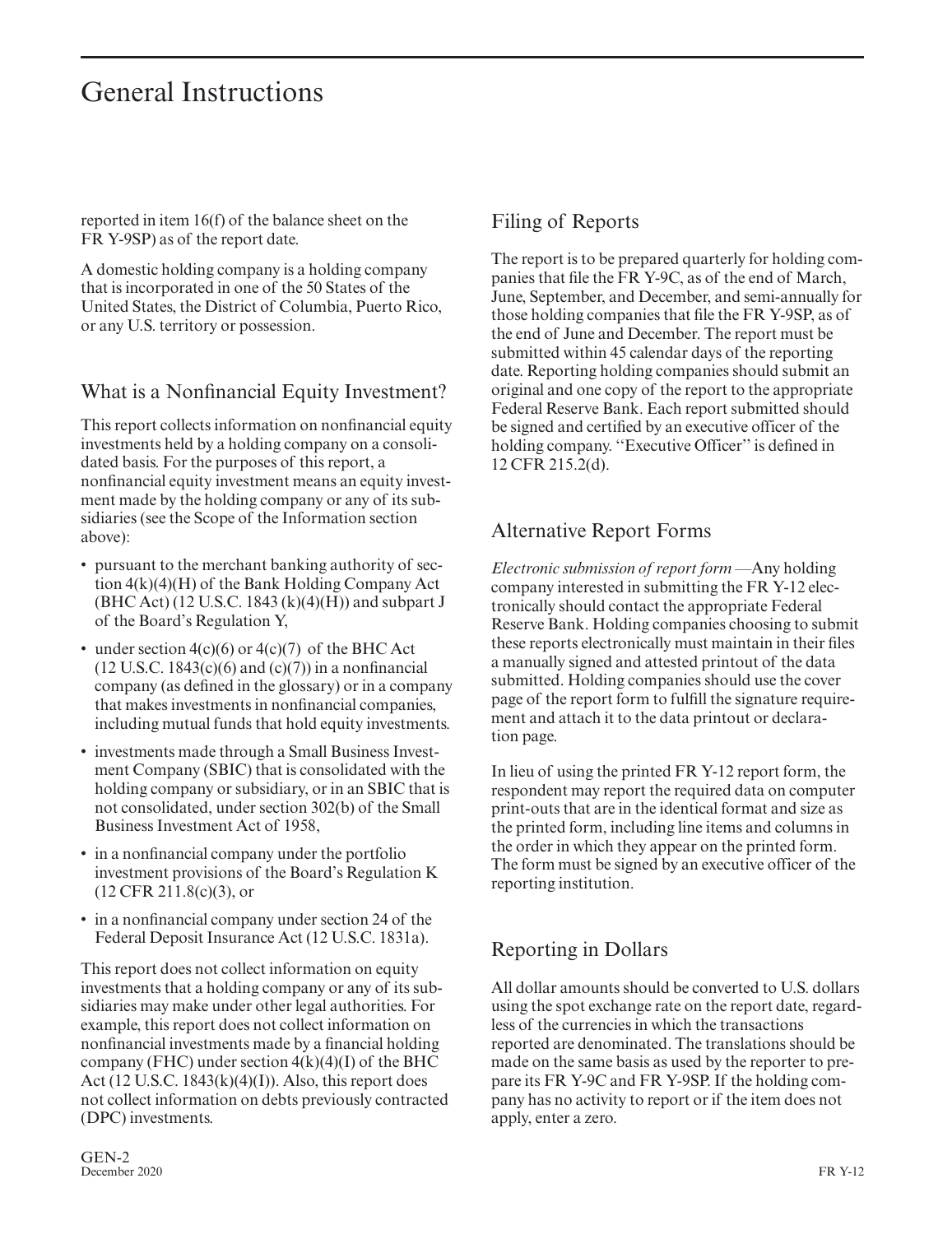reported in item 16(f) of the balance sheet on the FR Y-9SP) as of the report date.

A domestic holding company is a holding company that is incorporated in one of the 50 States of the United States, the District of Columbia, Puerto Rico, or any U.S. territory or possession.

## What is a Nonfinancial Equity Investment?

This report collects information on nonfinancial equity investments held by a holding company on a consolidated basis. For the purposes of this report, a nonfinancial equity investment means an equity investment made by the holding company or any of its subsidiaries (see the Scope of the Information section above):

- pursuant to the merchant banking authority of section 4(k)(4)(H) of the Bank Holding Company Act (BHC Act) (12 U.S.C. 1843 (k)(4)(H)) and subpart J of the Board's Regulation Y,
- under section 4(c)(6) or 4(c)(7) of the BHC Act (12 U.S.C. 1843(c)(6) and (c)(7)) in a nonfinancial company (as defined in the glossary) or in a company that makes investments in nonfinancial companies, including mutual funds that hold equity investments.
- investments made through a Small Business Investment Company (SBIC) that is consolidated with the holding company or subsidiary, or in an SBIC that is not consolidated, under section 302(b) of the Small Business Investment Act of 1958,
- in a nonfinancial company under the portfolio investment provisions of the Board's Regulation K (12 CFR 211.8(c)(3), or
- in a nonfinancial company under section 24 of the Federal Deposit Insurance Act (12 U.S.C. 1831a).

This report does not collect information on equity investments that a holding company or any of its subsidiaries may make under other legal authorities. For example, this report does not collect information on nonfinancial investments made by a financial holding company (FHC) under section 4(k)(4)(I) of the BHC Act (12 U.S.C. 1843(k)(4)(I)). Also, this report does not collect information on debts previously contracted (DPC) investments.

## Filing of Reports

The report is to be prepared quarterly for holding companies that file the FR Y-9C, as of the end of March, June, September, and December, and semi-annually for those holding companies that file the FR Y-9SP, as of the end of June and December. The report must be submitted within 45 calendar days of the reporting date. Reporting holding companies should submit an original and one copy of the report to the appropriate Federal Reserve Bank. Each report submitted should be signed and certified by an executive officer of the holding company. ''Executive Officer'' is defined in 12 CFR 215.2(d).

## Alternative Report Forms

*Electronic submission of report form* —Any holding company interested in submitting the FR Y-12 electronically should contact the appropriate Federal Reserve Bank. Holding companies choosing to submit these reports electronically must maintain in their files a manually signed and attested printout of the data submitted. Holding companies should use the cover page of the report form to fulfill the signature requirement and attach it to the data printout or declaration page.

In lieu of using the printed FR Y-12 report form, the respondent may report the required data on computer print-outs that are in the identical format and size as the printed form, including line items and columns in the order in which they appear on the printed form. The form must be signed by an executive officer of the reporting institution.

## Reporting in Dollars

All dollar amounts should be converted to U.S. dollars using the spot exchange rate on the report date, regardless of the currencies in which the transactions reported are denominated. The translations should be made on the same basis as used by the reporter to prepare its FR Y-9C and FR Y-9SP. If the holding company has no activity to report or if the item does not apply, enter a zero.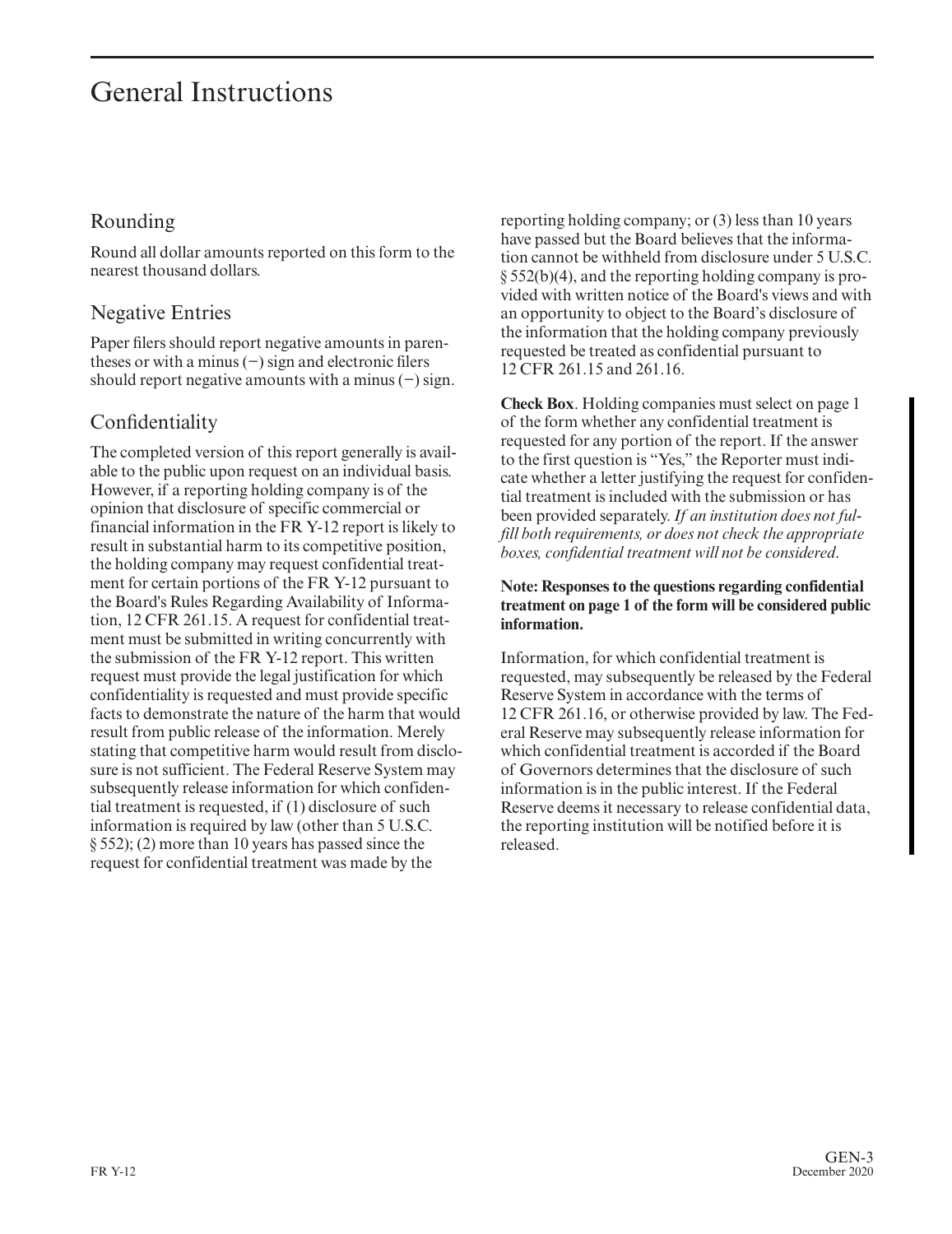# General Instructions

## Rounding

Round all dollar amounts reported on this form to the nearest thousand dollars.

## Negative Entries

Paper filers should report negative amounts in parentheses or with a minus (−) sign and electronic filers should report negative amounts with a minus (−) sign.

## Confidentiality

The completed version of this report generally is available to the public upon request on an individual basis. However, if a reporting holding company is of the opinion that disclosure of specific commercial or financial information in the FR Y-12 report is likely to result in substantial harm to its competitive position, the holding company may request confidential treatment for certain portions of the FR Y-12 pursuant to the Board's Rules Regarding Availability of Information, 12 CFR 261.15. A request for confidential treatment must be submitted in writing concurrently with the submission of the FR Y-12 report. This written request must provide the legal justification for which confidentiality is requested and must provide specific facts to demonstrate the nature of the harm that would result from public release of the information. Merely stating that competitive harm would result from disclosure is not sufficient. The Federal Reserve System may subsequently release information for which confidential treatment is requested, if (1) disclosure of such information is required by law (other than 5 U.S.C. § 552); (2) more than 10 years has passed since the request for confidential treatment was made by the reporting holding company; or (3) less than 10 years have passed but the Board believes that the information cannot be withheld from disclosure under 5 U.S.C. § 552(b)(4), and the reporting holding company is provided with written notice of the Board's views and with an opportunity to object to the Board's disclosure of the information that the holding company previously requested be treated as confidential pursuant to 12 CFR 261.15 and 261.16.

**Check Box**. Holding companies must select on page 1 of the form whether any confidential treatment is requested for any portion of the report. If the answer to the first question is "Yes," the Reporter must indicate whether a letter justifying the request for confidential treatment is included with the submission or has been provided separately. *If an institution does not fulfill both requirements, or does not check the appropriate boxes, confidential treatment will not be considered*.

**Note: Responses to the questions regarding confidential treatment on page 1 of the form will be considered public information.**

Information, for which confidential treatment is requested, may subsequently be released by the Federal Reserve System in accordance with the terms of 12 CFR 261.16, or otherwise provided by law. The Federal Reserve may subsequently release information for which confidential treatment is accorded if the Board of Governors determines that the disclosure of such information is in the public interest. If the Federal Reserve deems it necessary to release confidential data, the reporting institution will be notified before it is released.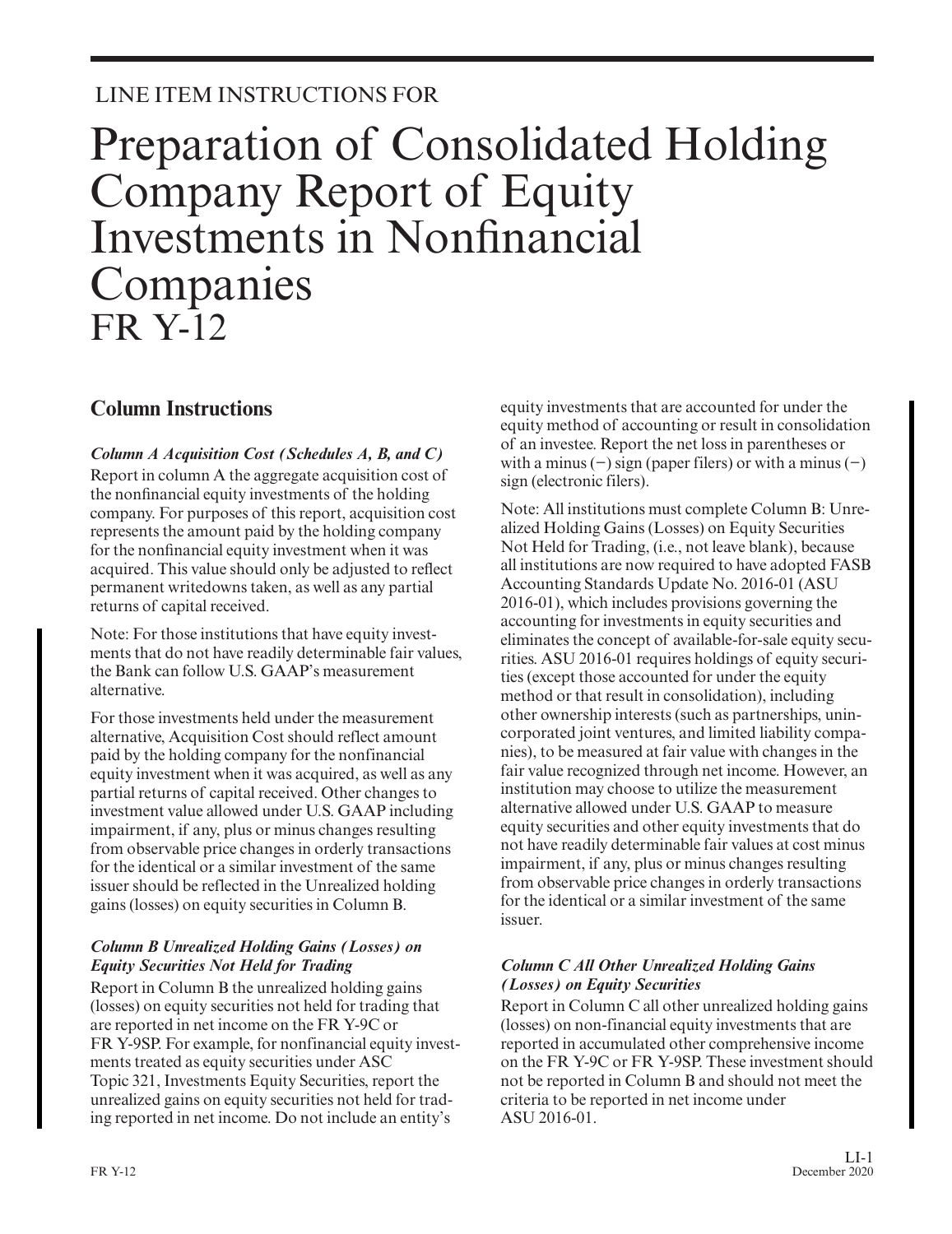LINE ITEM INSTRUCTIONS FOR

# Preparation of Consolidated Holding Company Report of Equity Investments in Nonfinancial Companies FR Y-12

## Column Instructions

***Column A Acquisition Cost (Schedules A, B, and C)***

Report in column A the aggregate acquisition cost of the nonfinancial equity investments of the holding company. For purposes of this report, acquisition cost represents the amount paid by the holding company for the nonfinancial equity investment when it was acquired. This value should only be adjusted to reflect permanent writedowns taken, as well as any partial returns of capital received.

Note: For those institutions that have equity investments that do not have readily determinable fair values, the Bank can follow U.S. GAAP's measurement alternative.

For those investments held under the measurement alternative, Acquisition Cost should reflect amount paid by the holding company for the nonfinancial equity investment when it was acquired, as well as any partial returns of capital received. Other changes to investment value allowed under U.S. GAAP including impairment, if any, plus or minus changes resulting from observable price changes in orderly transactions for the identical or a similar investment of the same issuer should be reflected in the Unrealized holding gains (losses) on equity securities in Column B.

***Column B Unrealized Holding Gains (Losses) on Equity Securities Not Held for Trading***

Report in Column B the unrealized holding gains (losses) on equity securities not held for trading that are reported in net income on the FR Y-9C or FR Y-9SP. For example, for nonfinancial equity investments treated as equity securities under ASC Topic 321, Investments Equity Securities, report the unrealized gains on equity securities not held for trading reported in net income. Do not include an entity's equity investments that are accounted for under the equity method of accounting or result in consolidation of an investee. Report the net loss in parentheses or with a minus (−) sign (paper filers) or with a minus (−) sign (electronic filers).

Note: All institutions must complete Column B: Unrealized Holding Gains (Losses) on Equity Securities Not Held for Trading, (i.e., not leave blank), because all institutions are now required to have adopted FASB Accounting Standards Update No. 2016-01 (ASU 2016-01), which includes provisions governing the accounting for investments in equity securities and eliminates the concept of available-for-sale equity securities. ASU 2016-01 requires holdings of equity securities (except those accounted for under the equity method or that result in consolidation), including other ownership interests (such as partnerships, unincorporated joint ventures, and limited liability companies), to be measured at fair value with changes in the fair value recognized through net income. However, an institution may choose to utilize the measurement alternative allowed under U.S. GAAP to measure equity securities and other equity investments that do not have readily determinable fair values at cost minus impairment, if any, plus or minus changes resulting from observable price changes in orderly transactions for the identical or a similar investment of the same issuer.

***Column C All Other Unrealized Holding Gains (Losses) on Equity Securities***

Report in Column C all other unrealized holding gains (losses) on non-financial equity investments that are reported in accumulated other comprehensive income on the FR Y-9C or FR Y-9SP. These investment should not be reported in Column B and should not meet the criteria to be reported in net income under ASU 2016-01.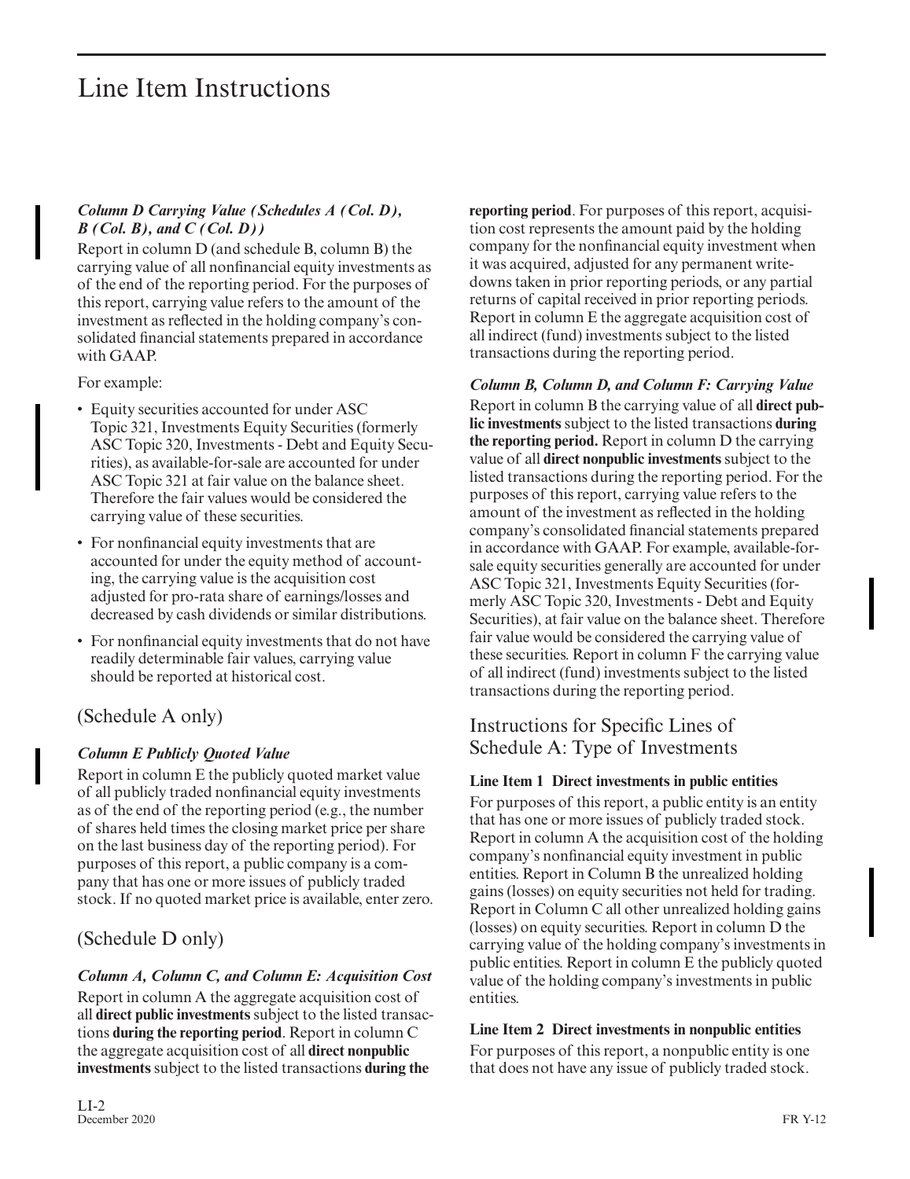# Line Item Instructions

***Column D Carrying Value (Schedules A (Col. D), B (Col. B), and C (Col. D))***

Report in column D (and schedule B, column B) the carrying value of all nonfinancial equity investments as of the end of the reporting period. For the purposes of this report, carrying value refers to the amount of the investment as reflected in the holding company's consolidated financial statements prepared in accordance with GAAP.

For example:

- Equity securities accounted for under ASC Topic 321, Investments Equity Securities (formerly ASC Topic 320, Investments - Debt and Equity Securities), as available-for-sale are accounted for under ASC Topic 321 at fair value on the balance sheet. Therefore the fair values would be considered the carrying value of these securities.
- For nonfinancial equity investments that are accounted for under the equity method of accounting, the carrying value is the acquisition cost adjusted for pro-rata share of earnings/losses and decreased by cash dividends or similar distributions.
- For nonfinancial equity investments that do not have readily determinable fair values, carrying value should be reported at historical cost.

## (Schedule A only)

***Column E Publicly Quoted Value***

Report in column E the publicly quoted market value of all publicly traded nonfinancial equity investments as of the end of the reporting period (e.g., the number of shares held times the closing market price per share on the last business day of the reporting period). For purposes of this report, a public company is a company that has one or more issues of publicly traded stock. If no quoted market price is available, enter zero.

## (Schedule D only)

***Column A, Column C, and Column E: Acquisition Cost***

Report in column A the aggregate acquisition cost of all **direct public investments** subject to the listed transactions **during the reporting period**. Report in column C the aggregate acquisition cost of all **direct nonpublic investments** subject to the listed transactions **during the reporting period**. For purposes of this report, acquisition cost represents the amount paid by the holding company for the nonfinancial equity investment when it was acquired, adjusted for any permanent write-downs taken in prior reporting periods, or any partial returns of capital received in prior reporting periods. Report in column E the aggregate acquisition cost of all indirect (fund) investments subject to the listed transactions during the reporting period.

***Column B, Column D, and Column F: Carrying Value***

Report in column B the carrying value of all **direct public investments** subject to the listed transactions **during the reporting period.** Report in column D the carrying value of all **direct nonpublic investments** subject to the listed transactions during the reporting period. For the purposes of this report, carrying value refers to the amount of the investment as reflected in the holding company's consolidated financial statements prepared in accordance with GAAP. For example, available-for-sale equity securities generally are accounted for under ASC Topic 321, Investments Equity Securities (formerly ASC Topic 320, Investments - Debt and Equity Securities), at fair value on the balance sheet. Therefore fair value would be considered the carrying value of these securities. Report in column F the carrying value of all indirect (fund) investments subject to the listed transactions during the reporting period.

## Instructions for Specific Lines of Schedule A: Type of Investments

**Line Item 1 Direct investments in public entities**

For purposes of this report, a public entity is an entity that has one or more issues of publicly traded stock. Report in column A the acquisition cost of the holding company's nonfinancial equity investment in public entities. Report in Column B the unrealized holding gains (losses) on equity securities not held for trading. Report in Column C all other unrealized holding gains (losses) on equity securities. Report in column D the carrying value of the holding company's investments in public entities. Report in column E the publicly quoted value of the holding company's investments in public entities.

**Line Item 2 Direct investments in nonpublic entities**

For purposes of this report, a nonpublic entity is one that does not have any issue of publicly traded stock.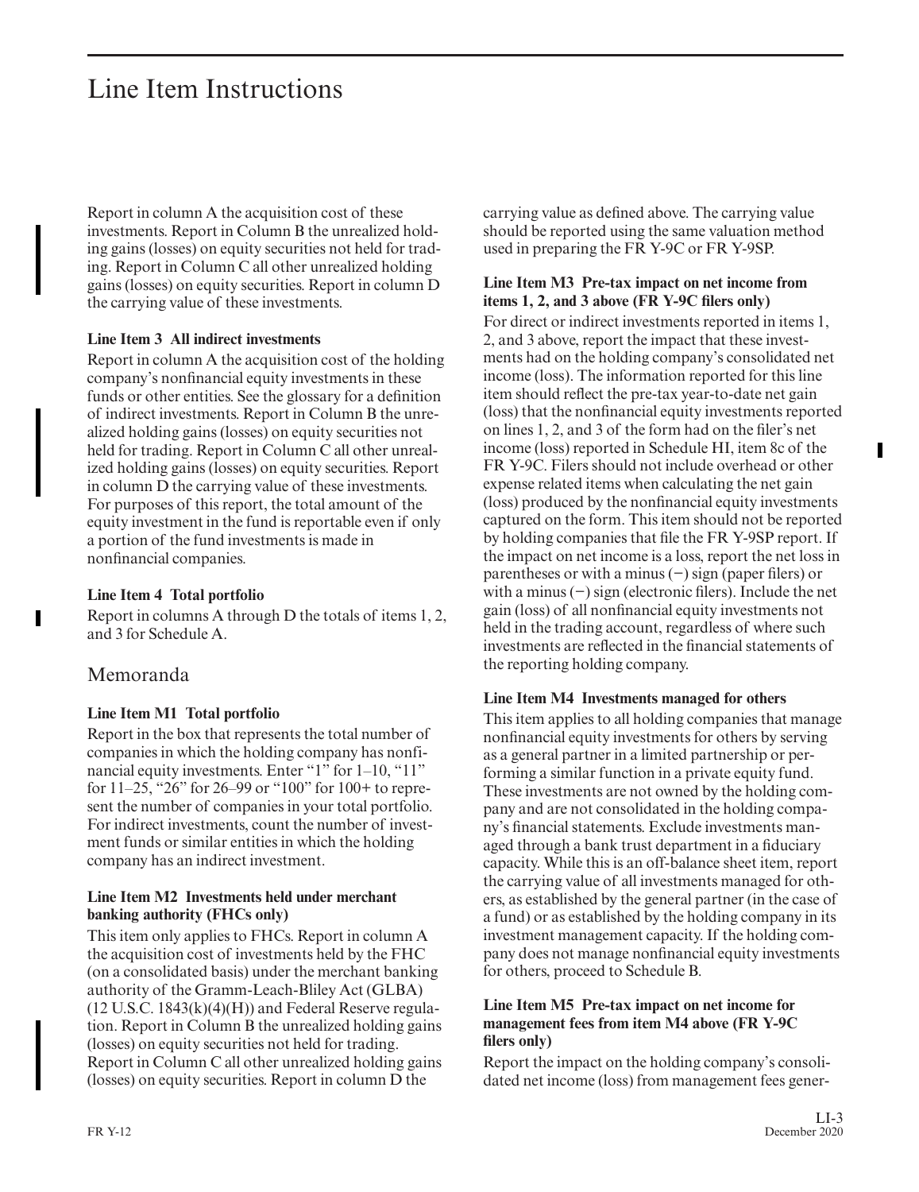# Line Item Instructions

Report in column A the acquisition cost of these investments. Report in Column B the unrealized holding gains (losses) on equity securities not held for trading. Report in Column C all other unrealized holding gains (losses) on equity securities. Report in column D the carrying value of these investments.

**Line Item 3 All indirect investments**

Report in column A the acquisition cost of the holding company's nonfinancial equity investments in these funds or other entities. See the glossary for a definition of indirect investments. Report in Column B the unrealized holding gains (losses) on equity securities not held for trading. Report in Column C all other unrealized holding gains (losses) on equity securities. Report in column D the carrying value of these investments. For purposes of this report, the total amount of the equity investment in the fund is reportable even if only a portion of the fund investments is made in nonfinancial companies.

**Line Item 4 Total portfolio**

Report in columns A through D the totals of items 1, 2, and 3 for Schedule A.

## Memoranda

**Line Item M1 Total portfolio**

Report in the box that represents the total number of companies in which the holding company has nonfinancial equity investments. Enter "1" for 1–10, "11" for 11–25, "26" for 26–99 or "100" for 100+ to represent the number of companies in your total portfolio. For indirect investments, count the number of investment funds or similar entities in which the holding company has an indirect investment.

**Line Item M2 Investments held under merchant banking authority (FHCs only)**

This item only applies to FHCs. Report in column A the acquisition cost of investments held by the FHC (on a consolidated basis) under the merchant banking authority of the Gramm-Leach-Bliley Act (GLBA) (12 U.S.C. 1843(k)(4)(H)) and Federal Reserve regulation. Report in Column B the unrealized holding gains (losses) on equity securities not held for trading. Report in Column C all other unrealized holding gains (losses) on equity securities. Report in column D the carrying value as defined above. The carrying value should be reported using the same valuation method used in preparing the FR Y-9C or FR Y-9SP.

**Line Item M3 Pre-tax impact on net income from items 1, 2, and 3 above (FR Y-9C filers only)**

For direct or indirect investments reported in items 1, 2, and 3 above, report the impact that these investments had on the holding company's consolidated net income (loss). The information reported for this line item should reflect the pre-tax year-to-date net gain (loss) that the nonfinancial equity investments reported on lines 1, 2, and 3 of the form had on the filer's net income (loss) reported in Schedule HI, item 8c of the FR Y-9C. Filers should not include overhead or other expense related items when calculating the net gain (loss) produced by the nonfinancial equity investments captured on the form. This item should not be reported by holding companies that file the FR Y-9SP report. If the impact on net income is a loss, report the net loss in parentheses or with a minus (−) sign (paper filers) or with a minus (−) sign (electronic filers). Include the net gain (loss) of all nonfinancial equity investments not held in the trading account, regardless of where such investments are reflected in the financial statements of the reporting holding company.

**Line Item M4 Investments managed for others**

This item applies to all holding companies that manage nonfinancial equity investments for others by serving as a general partner in a limited partnership or performing a similar function in a private equity fund. These investments are not owned by the holding company and are not consolidated in the holding company's financial statements. Exclude investments managed through a bank trust department in a fiduciary capacity. While this is an off-balance sheet item, report the carrying value of all investments managed for others, as established by the general partner (in the case of a fund) or as established by the holding company in its investment management capacity. If the holding company does not manage nonfinancial equity investments for others, proceed to Schedule B.

**Line Item M5 Pre-tax impact on net income for management fees from item M4 above (FR Y-9C filers only)**

Report the impact on the holding company's consolidated net income (loss) from management fees gener-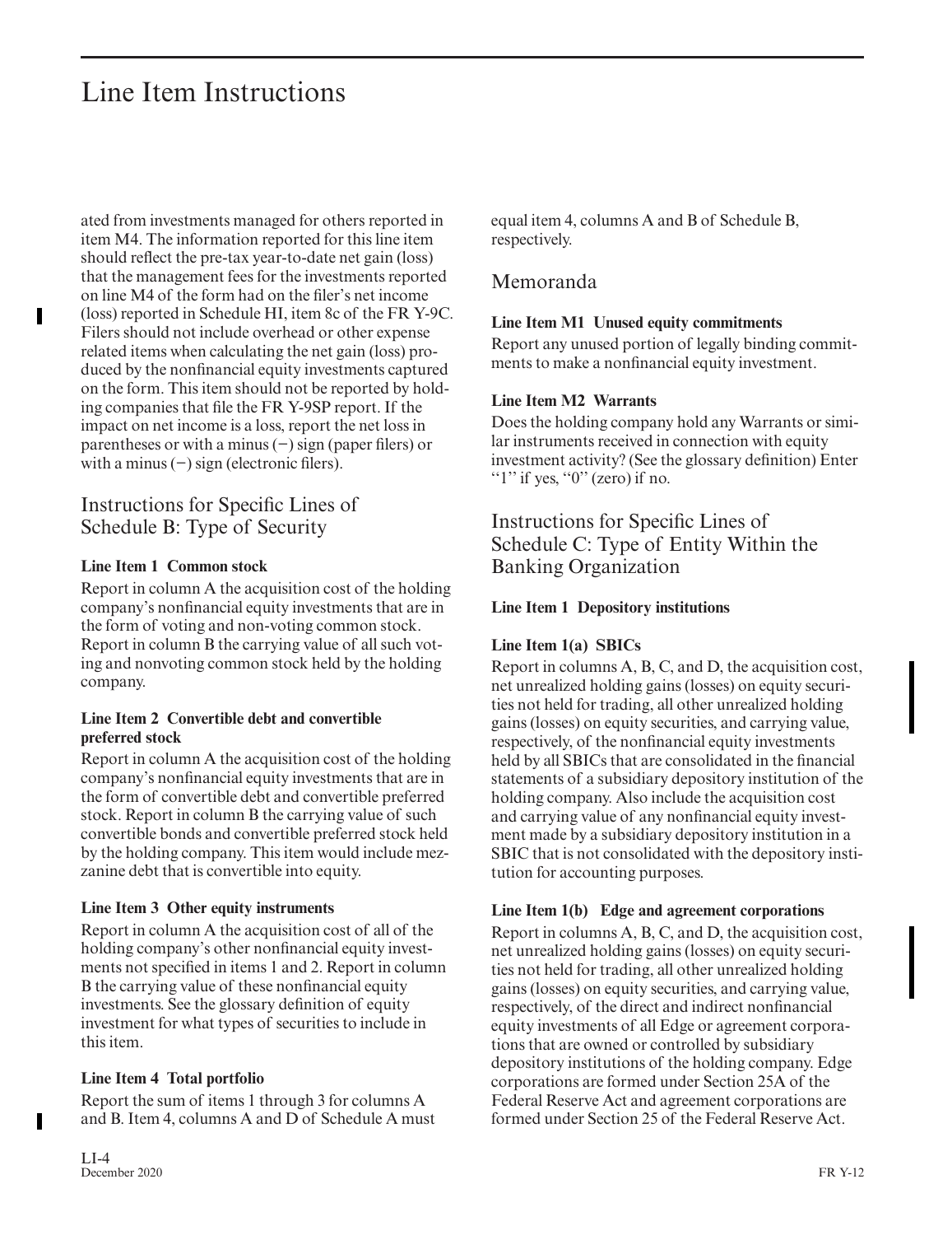ated from investments managed for others reported in item M4. The information reported for this line item should reflect the pre-tax year-to-date net gain (loss) that the management fees for the investments reported on line M4 of the form had on the filer's net income (loss) reported in Schedule HI, item 8c of the FR Y-9C. Filers should not include overhead or other expense related items when calculating the net gain (loss) produced by the nonfinancial equity investments captured on the form. This item should not be reported by holding companies that file the FR Y-9SP report. If the impact on net income is a loss, report the net loss in parentheses or with a minus (−) sign (paper filers) or with a minus (−) sign (electronic filers).

## Instructions for Specific Lines of Schedule B: Type of Security

**Line Item 1 Common stock**

Report in column A the acquisition cost of the holding company's nonfinancial equity investments that are in the form of voting and non-voting common stock. Report in column B the carrying value of all such voting and nonvoting common stock held by the holding company.

**Line Item 2 Convertible debt and convertible preferred stock**

Report in column A the acquisition cost of the holding company's nonfinancial equity investments that are in the form of convertible debt and convertible preferred stock. Report in column B the carrying value of such convertible bonds and convertible preferred stock held by the holding company. This item would include mezzanine debt that is convertible into equity.

**Line Item 3 Other equity instruments**

Report in column A the acquisition cost of all of the holding company's other nonfinancial equity investments not specified in items 1 and 2. Report in column B the carrying value of these nonfinancial equity investments. See the glossary definition of equity investment for what types of securities to include in this item.

**Line Item 4 Total portfolio**

Report the sum of items 1 through 3 for columns A and B. Item 4, columns A and D of Schedule A must equal item 4, columns A and B of Schedule B, respectively.

## Memoranda

**Line Item M1 Unused equity commitments**

Report any unused portion of legally binding commitments to make a nonfinancial equity investment.

**Line Item M2 Warrants**

Does the holding company hold any Warrants or similar instruments received in connection with equity investment activity? (See the glossary definition) Enter "1" if yes, "0" (zero) if no.

## Instructions for Specific Lines of Schedule C: Type of Entity Within the Banking Organization

**Line Item 1 Depository institutions**

**Line Item 1(a) SBICs**

Report in columns A, B, C, and D, the acquisition cost, net unrealized holding gains (losses) on equity securities not held for trading, all other unrealized holding gains (losses) on equity securities, and carrying value, respectively, of the nonfinancial equity investments held by all SBICs that are consolidated in the financial statements of a subsidiary depository institution of the holding company. Also include the acquisition cost and carrying value of any nonfinancial equity investment made by a subsidiary depository institution in a SBIC that is not consolidated with the depository institution for accounting purposes.

**Line Item 1(b) Edge and agreement corporations**

Report in columns A, B, C, and D, the acquisition cost, net unrealized holding gains (losses) on equity securities not held for trading, all other unrealized holding gains (losses) on equity securities, and carrying value, respectively, of the direct and indirect nonfinancial equity investments of all Edge or agreement corporations that are owned or controlled by subsidiary depository institutions of the holding company. Edge corporations are formed under Section 25A of the Federal Reserve Act and agreement corporations are formed under Section 25 of the Federal Reserve Act.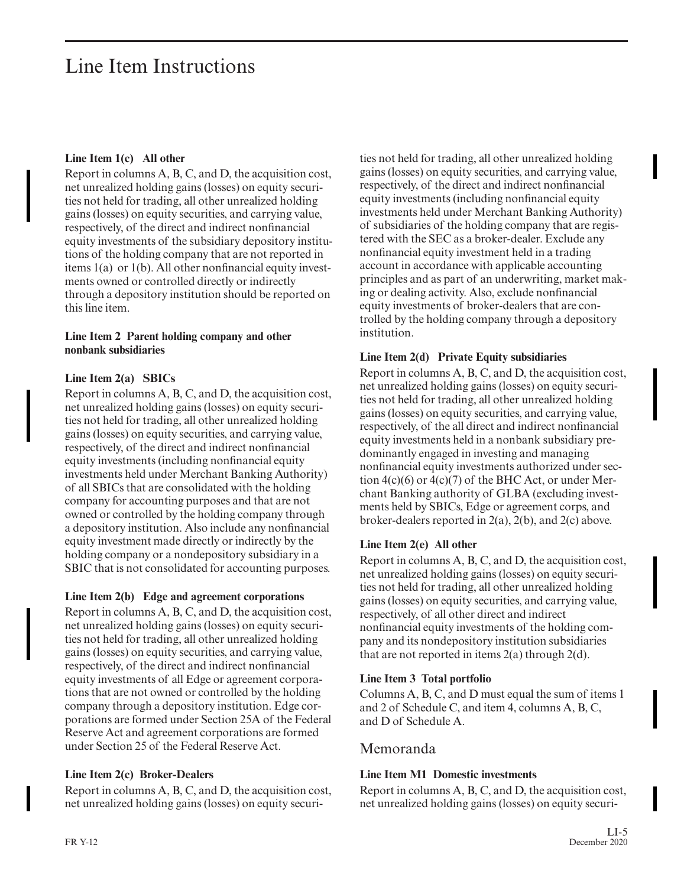# Line Item Instructions

**Line Item 1(c) All other**

Report in columns A, B, C, and D, the acquisition cost, net unrealized holding gains (losses) on equity securities not held for trading, all other unrealized holding gains (losses) on equity securities, and carrying value, respectively, of the direct and indirect nonfinancial equity investments of the subsidiary depository institutions of the holding company that are not reported in items 1(a) or 1(b). All other nonfinancial equity investments owned or controlled directly or indirectly through a depository institution should be reported on this line item.

**Line Item 2 Parent holding company and other nonbank subsidiaries**

**Line Item 2(a) SBICs**

Report in columns A, B, C, and D, the acquisition cost, net unrealized holding gains (losses) on equity securities not held for trading, all other unrealized holding gains (losses) on equity securities, and carrying value, respectively, of the direct and indirect nonfinancial equity investments (including nonfinancial equity investments held under Merchant Banking Authority) of all SBICs that are consolidated with the holding company for accounting purposes and that are not owned or controlled by the holding company through a depository institution. Also include any nonfinancial equity investment made directly or indirectly by the holding company or a nondepository subsidiary in a SBIC that is not consolidated for accounting purposes.

**Line Item 2(b) Edge and agreement corporations**

Report in columns A, B, C, and D, the acquisition cost, net unrealized holding gains (losses) on equity securities not held for trading, all other unrealized holding gains (losses) on equity securities, and carrying value, respectively, of the direct and indirect nonfinancial equity investments of all Edge or agreement corporations that are not owned or controlled by the holding company through a depository institution. Edge corporations are formed under Section 25A of the Federal Reserve Act and agreement corporations are formed under Section 25 of the Federal Reserve Act.

**Line Item 2(c) Broker-Dealers**

Report in columns A, B, C, and D, the acquisition cost, net unrealized holding gains (losses) on equity securities not held for trading, all other unrealized holding gains (losses) on equity securities, and carrying value, respectively, of the direct and indirect nonfinancial equity investments (including nonfinancial equity investments held under Merchant Banking Authority) of subsidiaries of the holding company that are registered with the SEC as a broker-dealer. Exclude any nonfinancial equity investment held in a trading account in accordance with applicable accounting principles and as part of an underwriting, market making or dealing activity. Also, exclude nonfinancial equity investments of broker-dealers that are controlled by the holding company through a depository institution.

**Line Item 2(d) Private Equity subsidiaries**

Report in columns A, B, C, and D, the acquisition cost, net unrealized holding gains (losses) on equity securities not held for trading, all other unrealized holding gains (losses) on equity securities, and carrying value, respectively, of the all direct and indirect nonfinancial equity investments held in a nonbank subsidiary predominantly engaged in investing and managing nonfinancial equity investments authorized under section 4(c)(6) or 4(c)(7) of the BHC Act, or under Merchant Banking authority of GLBA (excluding investments held by SBICs, Edge or agreement corps, and broker-dealers reported in 2(a), 2(b), and 2(c) above.

**Line Item 2(e) All other**

Report in columns A, B, C, and D, the acquisition cost, net unrealized holding gains (losses) on equity securities not held for trading, all other unrealized holding gains (losses) on equity securities, and carrying value, respectively, of all other direct and indirect nonfinancial equity investments of the holding company and its nondepository institution subsidiaries that are not reported in items 2(a) through 2(d).

**Line Item 3 Total portfolio**

Columns A, B, C, and D must equal the sum of items 1 and 2 of Schedule C, and item 4, columns A, B, C, and D of Schedule A.

## Memoranda

**Line Item M1 Domestic investments**

Report in columns A, B, C, and D, the acquisition cost, net unrealized holding gains (losses) on equity securi-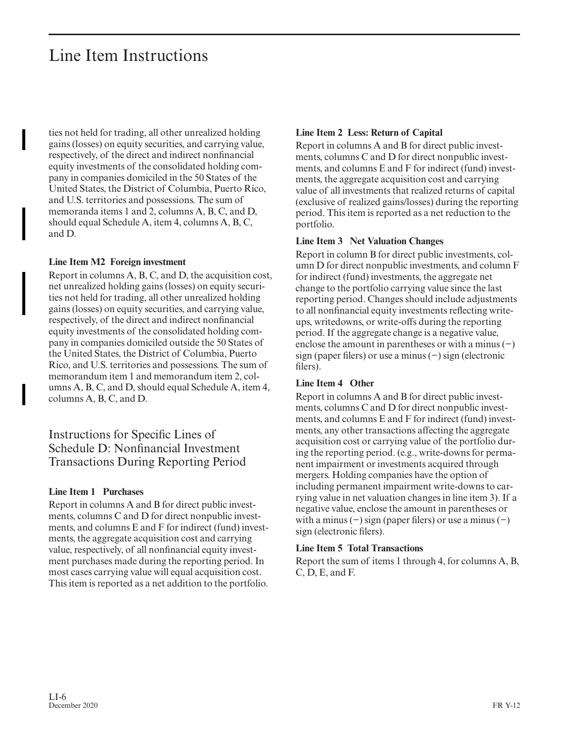ties not held for trading, all other unrealized holding gains (losses) on equity securities, and carrying value, respectively, of the direct and indirect nonfinancial equity investments of the consolidated holding company in companies domiciled in the 50 States of the United States, the District of Columbia, Puerto Rico, and U.S. territories and possessions. The sum of memoranda items 1 and 2, columns A, B, C, and D, should equal Schedule A, item 4, columns A, B, C, and D.

**Line Item M2 Foreign investment**

Report in columns A, B, C, and D, the acquisition cost, net unrealized holding gains (losses) on equity securities not held for trading, all other unrealized holding gains (losses) on equity securities, and carrying value, respectively, of the direct and indirect nonfinancial equity investments of the consolidated holding company in companies domiciled outside the 50 States of the United States, the District of Columbia, Puerto Rico, and U.S. territories and possessions. The sum of memorandum item 1 and memorandum item 2, columns A, B, C, and D, should equal Schedule A, item 4, columns A, B, C, and D.

## Instructions for Specific Lines of Schedule D: Nonfinancial Investment Transactions During Reporting Period

**Line Item 1 Purchases**

Report in columns A and B for direct public investments, columns C and D for direct nonpublic investments, and columns E and F for indirect (fund) investments, the aggregate acquisition cost and carrying value, respectively, of all nonfinancial equity investment purchases made during the reporting period. In most cases carrying value will equal acquisition cost. This item is reported as a net addition to the portfolio.

**Line Item 2 Less: Return of Capital**

Report in columns A and B for direct public investments, columns C and D for direct nonpublic investments, and columns E and F for indirect (fund) investments, the aggregate acquisition cost and carrying value of all investments that realized returns of capital (exclusive of realized gains/losses) during the reporting period. This item is reported as a net reduction to the portfolio.

**Line Item 3 Net Valuation Changes**

Report in column B for direct public investments, column D for direct nonpublic investments, and column F for indirect (fund) investments, the aggregate net change to the portfolio carrying value since the last reporting period. Changes should include adjustments to all nonfinancial equity investments reflecting write-ups, writedowns, or write-offs during the reporting period. If the aggregate change is a negative value, enclose the amount in parentheses or with a minus (−) sign (paper filers) or use a minus (−) sign (electronic filers).

**Line Item 4 Other**

Report in columns A and B for direct public investments, columns C and D for direct nonpublic investments, and columns E and F for indirect (fund) investments, any other transactions affecting the aggregate acquisition cost or carrying value of the portfolio during the reporting period. (e.g., write-downs for permanent impairment or investments acquired through mergers. Holding companies have the option of including permanent impairment write-downs to carrying value in net valuation changes in line item 3). If a negative value, enclose the amount in parentheses or with a minus (−) sign (paper filers) or use a minus (−) sign (electronic filers).

**Line Item 5 Total Transactions**

Report the sum of items 1 through 4, for columns A, B, C, D, E, and F.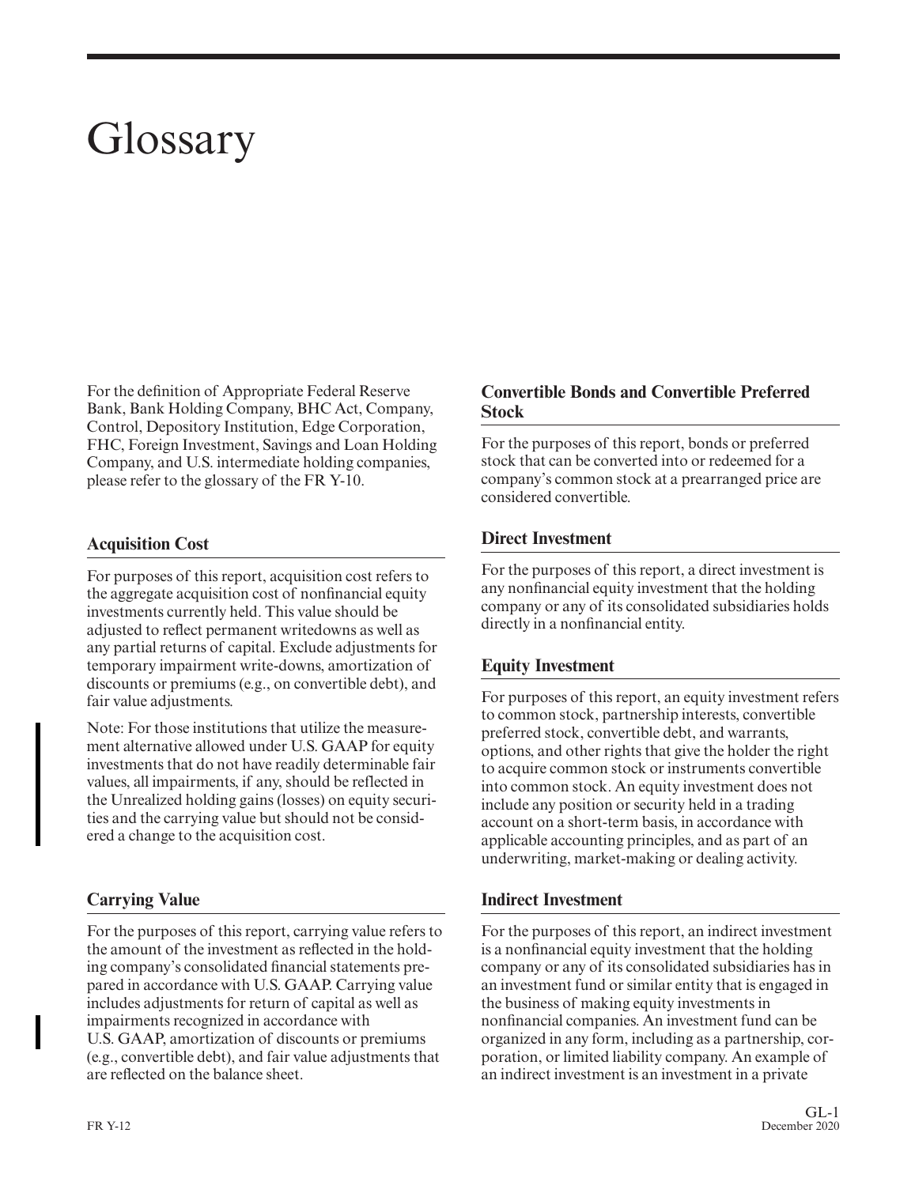# Glossary

For the definition of Appropriate Federal Reserve Bank, Bank Holding Company, BHC Act, Company, Control, Depository Institution, Edge Corporation, FHC, Foreign Investment, Savings and Loan Holding Company, and U.S. intermediate holding companies, please refer to the glossary of the FR Y-10.

## Acquisition Cost

For purposes of this report, acquisition cost refers to the aggregate acquisition cost of nonfinancial equity investments currently held. This value should be adjusted to reflect permanent writedowns as well as any partial returns of capital. Exclude adjustments for temporary impairment write-downs, amortization of discounts or premiums (e.g., on convertible debt), and fair value adjustments.

Note: For those institutions that utilize the measurement alternative allowed under U.S. GAAP for equity investments that do not have readily determinable fair values, all impairments, if any, should be reflected in the Unrealized holding gains (losses) on equity securities and the carrying value but should not be considered a change to the acquisition cost.

## Carrying Value

For the purposes of this report, carrying value refers to the amount of the investment as reflected in the holding company's consolidated financial statements prepared in accordance with U.S. GAAP. Carrying value includes adjustments for return of capital as well as impairments recognized in accordance with U.S. GAAP, amortization of discounts or premiums (e.g., convertible debt), and fair value adjustments that are reflected on the balance sheet.

## Convertible Bonds and Convertible Preferred Stock

For the purposes of this report, bonds or preferred stock that can be converted into or redeemed for a company's common stock at a prearranged price are considered convertible.

## Direct Investment

For the purposes of this report, a direct investment is any nonfinancial equity investment that the holding company or any of its consolidated subsidiaries holds directly in a nonfinancial entity.

## Equity Investment

For purposes of this report, an equity investment refers to common stock, partnership interests, convertible preferred stock, convertible debt, and warrants, options, and other rights that give the holder the right to acquire common stock or instruments convertible into common stock. An equity investment does not include any position or security held in a trading account on a short-term basis, in accordance with applicable accounting principles, and as part of an underwriting, market-making or dealing activity.

## Indirect Investment

For the purposes of this report, an indirect investment is a nonfinancial equity investment that the holding company or any of its consolidated subsidiaries has in an investment fund or similar entity that is engaged in the business of making equity investments in nonfinancial companies. An investment fund can be organized in any form, including as a partnership, corporation, or limited liability company. An example of an indirect investment is an investment in a private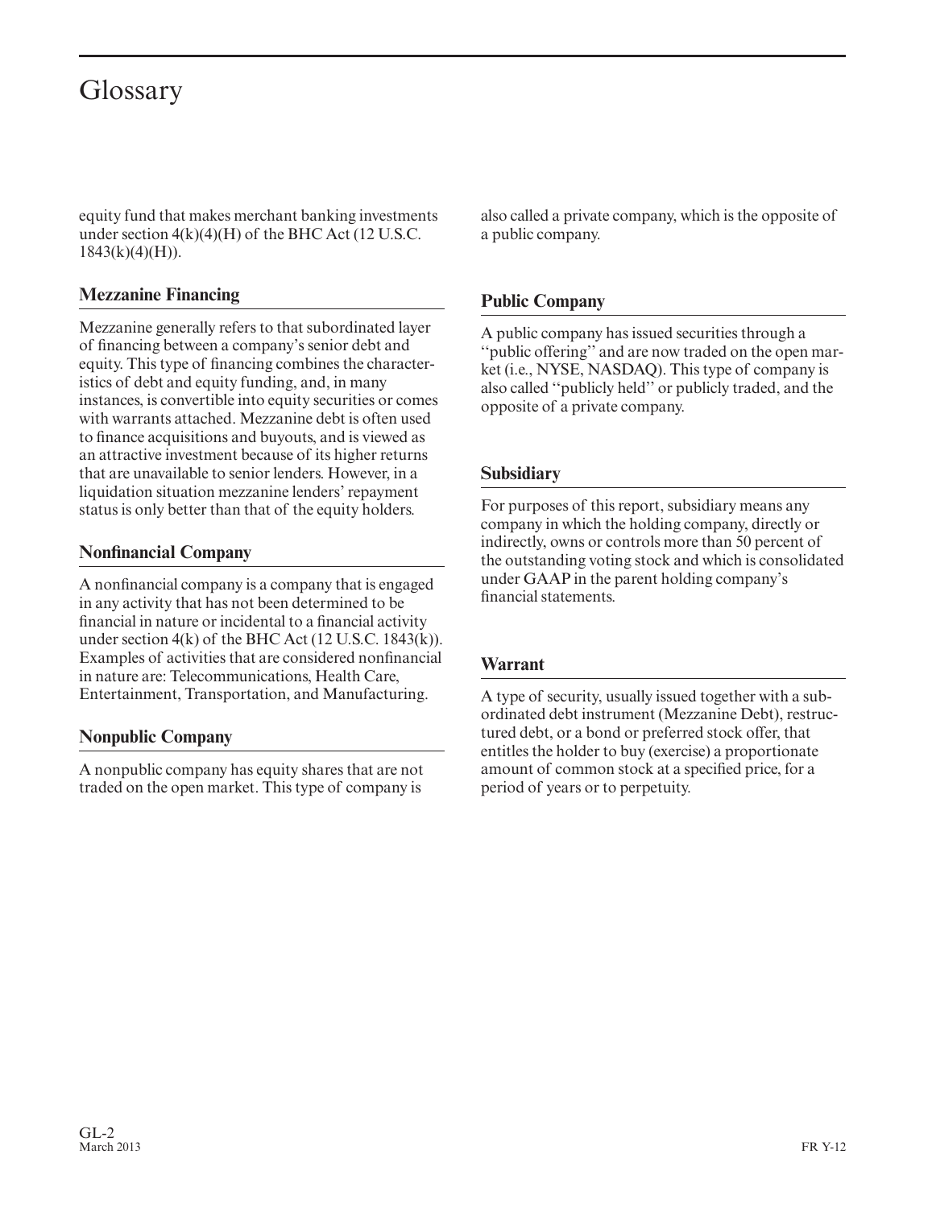# Glossary

equity fund that makes merchant banking investments under section 4(k)(4)(H) of the BHC Act (12 U.S.C. 1843(k)(4)(H)).

### Mezzanine Financing

Mezzanine generally refers to that subordinated layer of financing between a company's senior debt and equity. This type of financing combines the characteristics of debt and equity funding, and, in many instances, is convertible into equity securities or comes with warrants attached. Mezzanine debt is often used to finance acquisitions and buyouts, and is viewed as an attractive investment because of its higher returns that are unavailable to senior lenders. However, in a liquidation situation mezzanine lenders' repayment status is only better than that of the equity holders.

### Nonfinancial Company

A nonfinancial company is a company that is engaged in any activity that has not been determined to be financial in nature or incidental to a financial activity under section 4(k) of the BHC Act (12 U.S.C. 1843(k)). Examples of activities that are considered nonfinancial in nature are: Telecommunications, Health Care, Entertainment, Transportation, and Manufacturing.

### Nonpublic Company

A nonpublic company has equity shares that are not traded on the open market. This type of company is also called a private company, which is the opposite of a public company.

### Public Company

A public company has issued securities through a ''public offering'' and are now traded on the open market (i.e., NYSE, NASDAQ). This type of company is also called ''publicly held'' or publicly traded, and the opposite of a private company.

### Subsidiary

For purposes of this report, subsidiary means any company in which the holding company, directly or indirectly, owns or controls more than 50 percent of the outstanding voting stock and which is consolidated under GAAP in the parent holding company's financial statements.

### Warrant

A type of security, usually issued together with a subordinated debt instrument (Mezzanine Debt), restructured debt, or a bond or preferred stock offer, that entitles the holder to buy (exercise) a proportionate amount of common stock at a specified price, for a period of years or to perpetuity.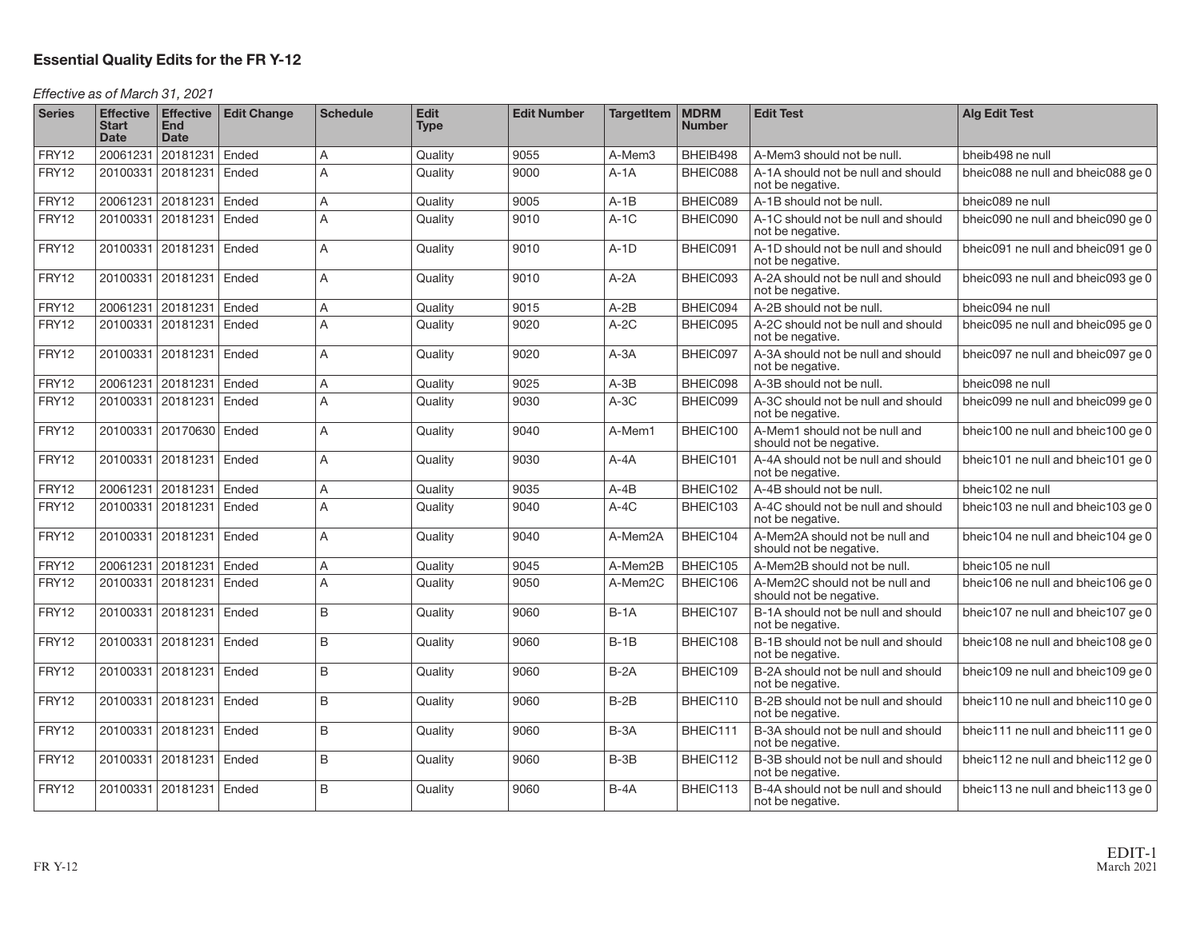# Essential Quality Edits for the FR Y-12

*Effective as of March 31, 2021*

| Series | Effective Start Date | Effective End Date | Edit Change | Schedule | Edit Type | Edit Number | TargetItem | MDRM Number | Edit Test | Alg Edit Test |
|---|---|---|---|---|---|---|---|---|---|---|
| FRY12 | 20061231 | 20181231 | Ended | A | Quality | 9055 | A-Mem3 | BHEIB498 | A-Mem3 should not be null. | bheib498 ne null |
| FRY12 | 20100331 | 20181231 | Ended | A | Quality | 9000 | A-1A | BHEIC088 | A-1A should not be null and should not be negative. | bheic088 ne null and bheic088 ge 0 |
| FRY12 | 20061231 | 20181231 | Ended | A | Quality | 9005 | A-1B | BHEIC089 | A-1B should not be null. | bheic089 ne null |
| FRY12 | 20100331 | 20181231 | Ended | A | Quality | 9010 | A-1C | BHEIC090 | A-1C should not be null and should not be negative. | bheic090 ne null and bheic090 ge 0 |
| FRY12 | 20100331 | 20181231 | Ended | A | Quality | 9010 | A-1D | BHEIC091 | A-1D should not be null and should not be negative. | bheic091 ne null and bheic091 ge 0 |
| FRY12 | 20100331 | 20181231 | Ended | A | Quality | 9010 | A-2A | BHEIC093 | A-2A should not be null and should not be negative. | bheic093 ne null and bheic093 ge 0 |
| FRY12 | 20061231 | 20181231 | Ended | A | Quality | 9015 | A-2B | BHEIC094 | A-2B should not be null. | bheic094 ne null |
| FRY12 | 20100331 | 20181231 | Ended | A | Quality | 9020 | A-2C | BHEIC095 | A-2C should not be null and should not be negative. | bheic095 ne null and bheic095 ge 0 |
| FRY12 | 20100331 | 20181231 | Ended | A | Quality | 9020 | A-3A | BHEIC097 | A-3A should not be null and should not be negative. | bheic097 ne null and bheic097 ge 0 |
| FRY12 | 20061231 | 20181231 | Ended | A | Quality | 9025 | A-3B | BHEIC098 | A-3B should not be null. | bheic098 ne null |
| FRY12 | 20100331 | 20181231 | Ended | A | Quality | 9030 | A-3C | BHEIC099 | A-3C should not be null and should not be negative. | bheic099 ne null and bheic099 ge 0 |
| FRY12 | 20100331 | 20170630 | Ended | A | Quality | 9040 | A-Mem1 | BHEIC100 | A-Mem1 should not be null and should not be negative. | bheic100 ne null and bheic100 ge 0 |
| FRY12 | 20100331 | 20181231 | Ended | A | Quality | 9030 | A-4A | BHEIC101 | A-4A should not be null and should not be negative. | bheic101 ne null and bheic101 ge 0 |
| FRY12 | 20061231 | 20181231 | Ended | A | Quality | 9035 | A-4B | BHEIC102 | A-4B should not be null. | bheic102 ne null |
| FRY12 | 20100331 | 20181231 | Ended | A | Quality | 9040 | A-4C | BHEIC103 | A-4C should not be null and should not be negative. | bheic103 ne null and bheic103 ge 0 |
| FRY12 | 20100331 | 20181231 | Ended | A | Quality | 9040 | A-Mem2A | BHEIC104 | A-Mem2A should not be null and should not be negative. | bheic104 ne null and bheic104 ge 0 |
| FRY12 | 20061231 | 20181231 | Ended | A | Quality | 9045 | A-Mem2B | BHEIC105 | A-Mem2B should not be null. | bheic105 ne null |
| FRY12 | 20100331 | 20181231 | Ended | A | Quality | 9050 | A-Mem2C | BHEIC106 | A-Mem2C should not be null and should not be negative. | bheic106 ne null and bheic106 ge 0 |
| FRY12 | 20100331 | 20181231 | Ended | B | Quality | 9060 | B-1A | BHEIC107 | B-1A should not be null and should not be negative. | bheic107 ne null and bheic107 ge 0 |
| FRY12 | 20100331 | 20181231 | Ended | B | Quality | 9060 | B-1B | BHEIC108 | B-1B should not be null and should not be negative. | bheic108 ne null and bheic108 ge 0 |
| FRY12 | 20100331 | 20181231 | Ended | B | Quality | 9060 | B-2A | BHEIC109 | B-2A should not be null and should not be negative. | bheic109 ne null and bheic109 ge 0 |
| FRY12 | 20100331 | 20181231 | Ended | B | Quality | 9060 | B-2B | BHEIC110 | B-2B should not be null and should not be negative. | bheic110 ne null and bheic110 ge 0 |
| FRY12 | 20100331 | 20181231 | Ended | B | Quality | 9060 | B-3A | BHEIC111 | B-3A should not be null and should not be negative. | bheic111 ne null and bheic111 ge 0 |
| FRY12 | 20100331 | 20181231 | Ended | B | Quality | 9060 | B-3B | BHEIC112 | B-3B should not be null and should not be negative. | bheic112 ne null and bheic112 ge 0 |
| FRY12 | 20100331 | 20181231 | Ended | B | Quality | 9060 | B-4A | BHEIC113 | B-4A should not be null and should not be negative. | bheic113 ne null and bheic113 ge 0 |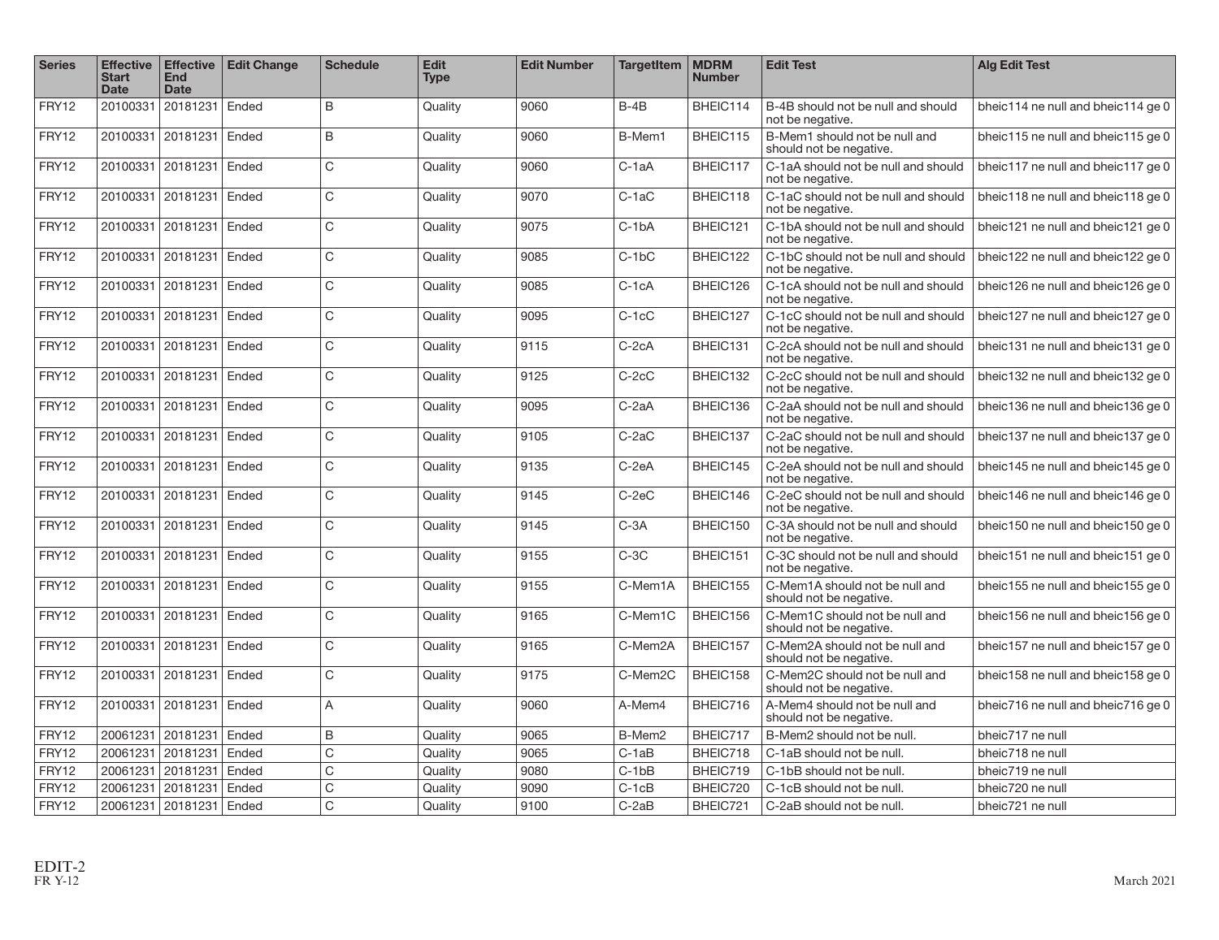| Series | Effective Start Date | Effective End Date | Edit Change | Schedule | Edit Type | Edit Number | TargetItem | MDRM Number | Edit Test | Alg Edit Test |
|---|---|---|---|---|---|---|---|---|---|---|
| FRY12 | 20100331 | 20181231 | Ended | B | Quality | 9060 | B-4B | BHEIC114 | B-4B should not be null and should not be negative. | bheic114 ne null and bheic114 ge 0 |
| FRY12 | 20100331 | 20181231 | Ended | B | Quality | 9060 | B-Mem1 | BHEIC115 | B-Mem1 should not be null and should not be negative. | bheic115 ne null and bheic115 ge 0 |
| FRY12 | 20100331 | 20181231 | Ended | C | Quality | 9060 | C-1aA | BHEIC117 | C-1aA should not be null and should not be negative. | bheic117 ne null and bheic117 ge 0 |
| FRY12 | 20100331 | 20181231 | Ended | C | Quality | 9070 | C-1aC | BHEIC118 | C-1aC should not be null and should not be negative. | bheic118 ne null and bheic118 ge 0 |
| FRY12 | 20100331 | 20181231 | Ended | C | Quality | 9075 | C-1bA | BHEIC121 | C-1bA should not be null and should not be negative. | bheic121 ne null and bheic121 ge 0 |
| FRY12 | 20100331 | 20181231 | Ended | C | Quality | 9085 | C-1bC | BHEIC122 | C-1bC should not be null and should not be negative. | bheic122 ne null and bheic122 ge 0 |
| FRY12 | 20100331 | 20181231 | Ended | C | Quality | 9085 | C-1cA | BHEIC126 | C-1cA should not be null and should not be negative. | bheic126 ne null and bheic126 ge 0 |
| FRY12 | 20100331 | 20181231 | Ended | C | Quality | 9095 | C-1cC | BHEIC127 | C-1cC should not be null and should not be negative. | bheic127 ne null and bheic127 ge 0 |
| FRY12 | 20100331 | 20181231 | Ended | C | Quality | 9115 | C-2cA | BHEIC131 | C-2cA should not be null and should not be negative. | bheic131 ne null and bheic131 ge 0 |
| FRY12 | 20100331 | 20181231 | Ended | C | Quality | 9125 | C-2cC | BHEIC132 | C-2cC should not be null and should not be negative. | bheic132 ne null and bheic132 ge 0 |
| FRY12 | 20100331 | 20181231 | Ended | C | Quality | 9095 | C-2aA | BHEIC136 | C-2aA should not be null and should not be negative. | bheic136 ne null and bheic136 ge 0 |
| FRY12 | 20100331 | 20181231 | Ended | C | Quality | 9105 | C-2aC | BHEIC137 | C-2aC should not be null and should not be negative. | bheic137 ne null and bheic137 ge 0 |
| FRY12 | 20100331 | 20181231 | Ended | C | Quality | 9135 | C-2eA | BHEIC145 | C-2eA should not be null and should not be negative. | bheic145 ne null and bheic145 ge 0 |
| FRY12 | 20100331 | 20181231 | Ended | C | Quality | 9145 | C-2eC | BHEIC146 | C-2eC should not be null and should not be negative. | bheic146 ne null and bheic146 ge 0 |
| FRY12 | 20100331 | 20181231 | Ended | C | Quality | 9145 | C-3A | BHEIC150 | C-3A should not be null and should not be negative. | bheic150 ne null and bheic150 ge 0 |
| FRY12 | 20100331 | 20181231 | Ended | C | Quality | 9155 | C-3C | BHEIC151 | C-3C should not be null and should not be negative. | bheic151 ne null and bheic151 ge 0 |
| FRY12 | 20100331 | 20181231 | Ended | C | Quality | 9155 | C-Mem1A | BHEIC155 | C-Mem1A should not be null and should not be negative. | bheic155 ne null and bheic155 ge 0 |
| FRY12 | 20100331 | 20181231 | Ended | C | Quality | 9165 | C-Mem1C | BHEIC156 | C-Mem1C should not be null and should not be negative. | bheic156 ne null and bheic156 ge 0 |
| FRY12 | 20100331 | 20181231 | Ended | C | Quality | 9165 | C-Mem2A | BHEIC157 | C-Mem2A should not be null and should not be negative. | bheic157 ne null and bheic157 ge 0 |
| FRY12 | 20100331 | 20181231 | Ended | C | Quality | 9175 | C-Mem2C | BHEIC158 | C-Mem2C should not be null and should not be negative. | bheic158 ne null and bheic158 ge 0 |
| FRY12 | 20100331 | 20181231 | Ended | A | Quality | 9060 | A-Mem4 | BHEIC716 | A-Mem4 should not be null and should not be negative. | bheic716 ne null and bheic716 ge 0 |
| FRY12 | 20061231 | 20181231 | Ended | B | Quality | 9065 | B-Mem2 | BHEIC717 | B-Mem2 should not be null. | bheic717 ne null |
| FRY12 | 20061231 | 20181231 | Ended | C | Quality | 9065 | C-1aB | BHEIC718 | C-1aB should not be null. | bheic718 ne null |
| FRY12 | 20061231 | 20181231 | Ended | C | Quality | 9080 | C-1bB | BHEIC719 | C-1bB should not be null. | bheic719 ne null |
| FRY12 | 20061231 | 20181231 | Ended | C | Quality | 9090 | C-1cB | BHEIC720 | C-1cB should not be null. | bheic720 ne null |
| FRY12 | 20061231 | 20181231 | Ended | C | Quality | 9100 | C-2aB | BHEIC721 | C-2aB should not be null. | bheic721 ne null |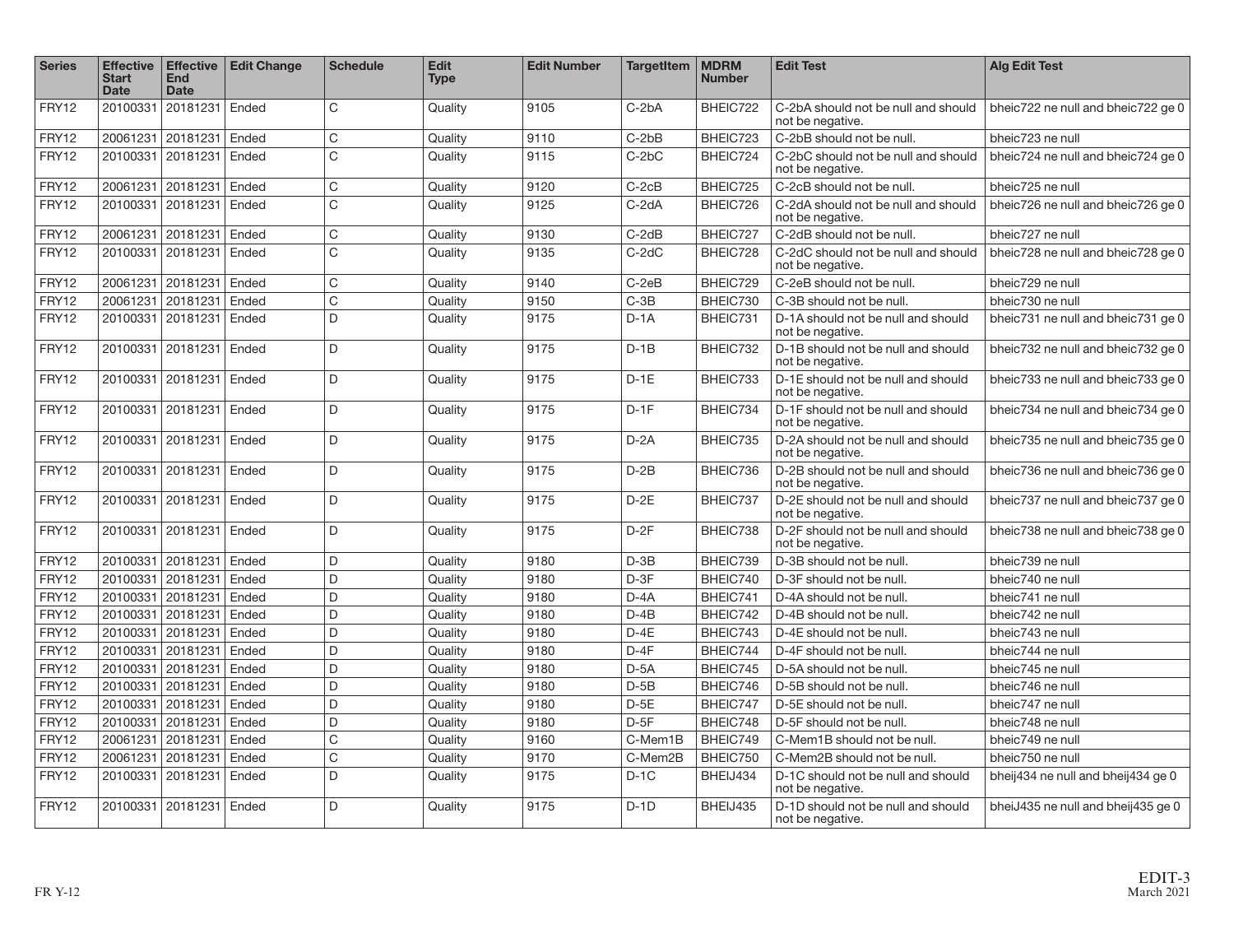| Series | Effective Start Date | Effective End Date | Edit Change | Schedule | Edit Type | Edit Number | TargetItem | MDRM Number | Edit Test | Alg Edit Test |
|---|---|---|---|---|---|---|---|---|---|---|
| FRY12 | 20100331 | 20181231 | Ended | C | Quality | 9105 | C-2bA | BHEIC722 | C-2bA should not be null and should not be negative. | bheic722 ne null and bheic722 ge 0 |
| FRY12 | 20061231 | 20181231 | Ended | C | Quality | 9110 | C-2bB | BHEIC723 | C-2bB should not be null. | bheic723 ne null |
| FRY12 | 20100331 | 20181231 | Ended | C | Quality | 9115 | C-2bC | BHEIC724 | C-2bC should not be null and should not be negative. | bheic724 ne null and bheic724 ge 0 |
| FRY12 | 20061231 | 20181231 | Ended | C | Quality | 9120 | C-2cB | BHEIC725 | C-2cB should not be null. | bheic725 ne null |
| FRY12 | 20100331 | 20181231 | Ended | C | Quality | 9125 | C-2dA | BHEIC726 | C-2dA should not be null and should not be negative. | bheic726 ne null and bheic726 ge 0 |
| FRY12 | 20061231 | 20181231 | Ended | C | Quality | 9130 | C-2dB | BHEIC727 | C-2dB should not be null. | bheic727 ne null |
| FRY12 | 20100331 | 20181231 | Ended | C | Quality | 9135 | C-2dC | BHEIC728 | C-2dC should not be null and should not be negative. | bheic728 ne null and bheic728 ge 0 |
| FRY12 | 20061231 | 20181231 | Ended | C | Quality | 9140 | C-2eB | BHEIC729 | C-2eB should not be null. | bheic729 ne null |
| FRY12 | 20061231 | 20181231 | Ended | C | Quality | 9150 | C-3B | BHEIC730 | C-3B should not be null. | bheic730 ne null |
| FRY12 | 20100331 | 20181231 | Ended | D | Quality | 9175 | D-1A | BHEIC731 | D-1A should not be null and should not be negative. | bheic731 ne null and bheic731 ge 0 |
| FRY12 | 20100331 | 20181231 | Ended | D | Quality | 9175 | D-1B | BHEIC732 | D-1B should not be null and should not be negative. | bheic732 ne null and bheic732 ge 0 |
| FRY12 | 20100331 | 20181231 | Ended | D | Quality | 9175 | D-1E | BHEIC733 | D-1E should not be null and should not be negative. | bheic733 ne null and bheic733 ge 0 |
| FRY12 | 20100331 | 20181231 | Ended | D | Quality | 9175 | D-1F | BHEIC734 | D-1F should not be null and should not be negative. | bheic734 ne null and bheic734 ge 0 |
| FRY12 | 20100331 | 20181231 | Ended | D | Quality | 9175 | D-2A | BHEIC735 | D-2A should not be null and should not be negative. | bheic735 ne null and bheic735 ge 0 |
| FRY12 | 20100331 | 20181231 | Ended | D | Quality | 9175 | D-2B | BHEIC736 | D-2B should not be null and should not be negative. | bheic736 ne null and bheic736 ge 0 |
| FRY12 | 20100331 | 20181231 | Ended | D | Quality | 9175 | D-2E | BHEIC737 | D-2E should not be null and should not be negative. | bheic737 ne null and bheic737 ge 0 |
| FRY12 | 20100331 | 20181231 | Ended | D | Quality | 9175 | D-2F | BHEIC738 | D-2F should not be null and should not be negative. | bheic738 ne null and bheic738 ge 0 |
| FRY12 | 20100331 | 20181231 | Ended | D | Quality | 9180 | D-3B | BHEIC739 | D-3B should not be null. | bheic739 ne null |
| FRY12 | 20100331 | 20181231 | Ended | D | Quality | 9180 | D-3F | BHEIC740 | D-3F should not be null. | bheic740 ne null |
| FRY12 | 20100331 | 20181231 | Ended | D | Quality | 9180 | D-4A | BHEIC741 | D-4A should not be null. | bheic741 ne null |
| FRY12 | 20100331 | 20181231 | Ended | D | Quality | 9180 | D-4B | BHEIC742 | D-4B should not be null. | bheic742 ne null |
| FRY12 | 20100331 | 20181231 | Ended | D | Quality | 9180 | D-4E | BHEIC743 | D-4E should not be null. | bheic743 ne null |
| FRY12 | 20100331 | 20181231 | Ended | D | Quality | 9180 | D-4F | BHEIC744 | D-4F should not be null. | bheic744 ne null |
| FRY12 | 20100331 | 20181231 | Ended | D | Quality | 9180 | D-5A | BHEIC745 | D-5A should not be null. | bheic745 ne null |
| FRY12 | 20100331 | 20181231 | Ended | D | Quality | 9180 | D-5B | BHEIC746 | D-5B should not be null. | bheic746 ne null |
| FRY12 | 20100331 | 20181231 | Ended | D | Quality | 9180 | D-5E | BHEIC747 | D-5E should not be null. | bheic747 ne null |
| FRY12 | 20100331 | 20181231 | Ended | D | Quality | 9180 | D-5F | BHEIC748 | D-5F should not be null. | bheic748 ne null |
| FRY12 | 20061231 | 20181231 | Ended | C | Quality | 9160 | C-Mem1B | BHEIC749 | C-Mem1B should not be null. | bheic749 ne null |
| FRY12 | 20061231 | 20181231 | Ended | C | Quality | 9170 | C-Mem2B | BHEIC750 | C-Mem2B should not be null. | bheic750 ne null |
| FRY12 | 20100331 | 20181231 | Ended | D | Quality | 9175 | D-1C | BHEIJ434 | D-1C should not be null and should not be negative. | bheij434 ne null and bheij434 ge 0 |
| FRY12 | 20100331 | 20181231 | Ended | D | Quality | 9175 | D-1D | BHEIJ435 | D-1D should not be null and should not be negative. | bheiJ435 ne null and bheij435 ge 0 |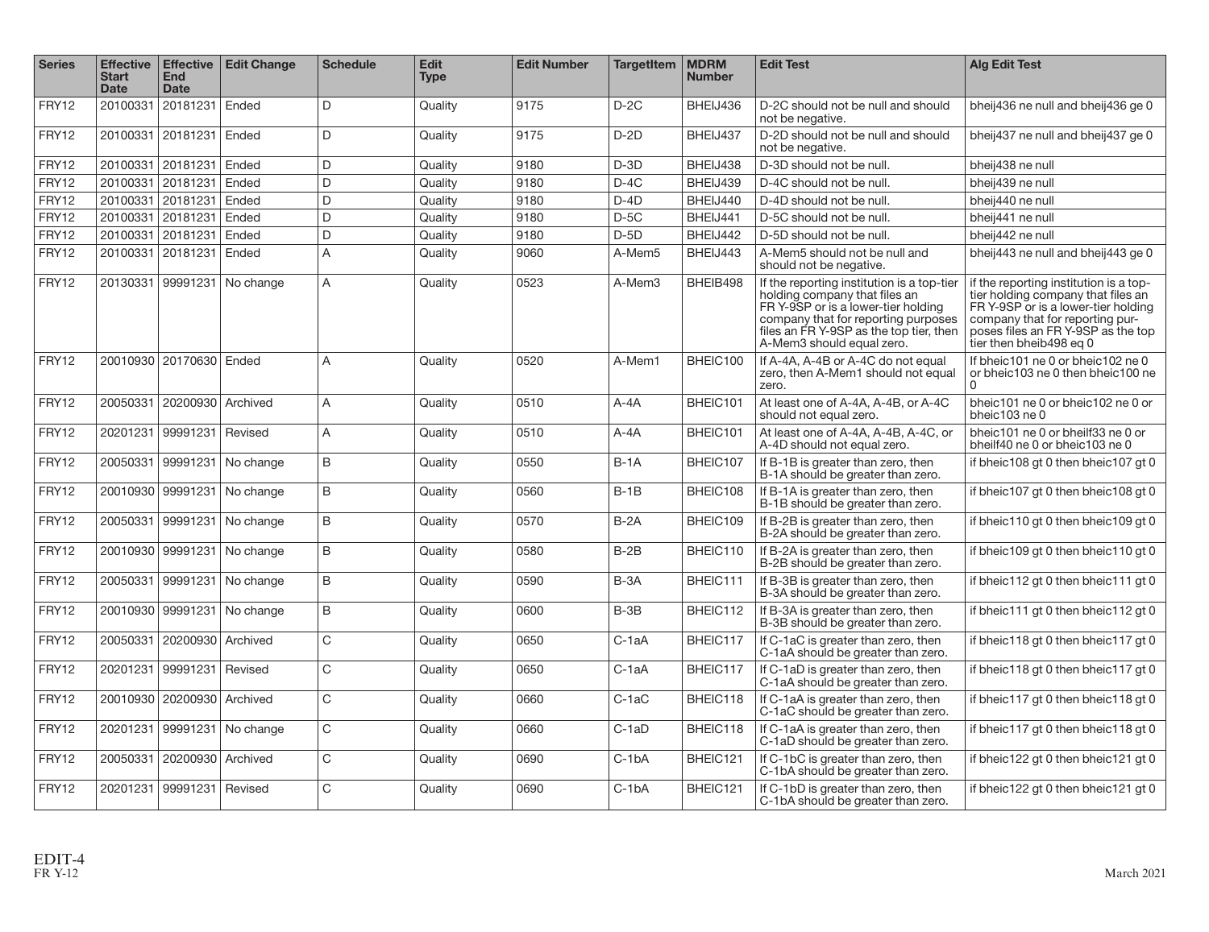| Series | Effective Start Date | Effective End Date | Edit Change | Schedule | Edit Type | Edit Number | TargetItem | MDRM Number | Edit Test | Alg Edit Test |
|---|---|---|---|---|---|---|---|---|---|---|
| FRY12 | 20100331 | 20181231 | Ended | D | Quality | 9175 | D-2C | BHEIJ436 | D-2C should not be null and should not be negative. | bheij436 ne null and bheij436 ge 0 |
| FRY12 | 20100331 | 20181231 | Ended | D | Quality | 9175 | D-2D | BHEIJ437 | D-2D should not be null and should not be negative. | bheij437 ne null and bheij437 ge 0 |
| FRY12 | 20100331 | 20181231 | Ended | D | Quality | 9180 | D-3D | BHEIJ438 | D-3D should not be null. | bheij438 ne null |
| FRY12 | 20100331 | 20181231 | Ended | D | Quality | 9180 | D-4C | BHEIJ439 | D-4C should not be null. | bheij439 ne null |
| FRY12 | 20100331 | 20181231 | Ended | D | Quality | 9180 | D-4D | BHEIJ440 | D-4D should not be null. | bheij440 ne null |
| FRY12 | 20100331 | 20181231 | Ended | D | Quality | 9180 | D-5C | BHEIJ441 | D-5C should not be null. | bheij441 ne null |
| FRY12 | 20100331 | 20181231 | Ended | D | Quality | 9180 | D-5D | BHEIJ442 | D-5D should not be null. | bheij442 ne null |
| FRY12 | 20100331 | 20181231 | Ended | A | Quality | 9060 | A-Mem5 | BHEIJ443 | A-Mem5 should not be null and should not be negative. | bheij443 ne null and bheij443 ge 0 |
| FRY12 | 20130331 | 99991231 | No change | A | Quality | 0523 | A-Mem3 | BHEIB498 | If the reporting institution is a top-tier holding company that files an FR Y-9SP or is a lower-tier holding company that for reporting purposes files an FR Y-9SP as the top tier, then A-Mem3 should equal zero. | if the reporting institution is a top-tier holding company that files an FR Y-9SP or is a lower-tier holding company that for reporting purposes files an FR Y-9SP as the top tier then bheib498 eq 0 |
| FRY12 | 20010930 | 20170630 | Ended | A | Quality | 0520 | A-Mem1 | BHEIC100 | If A-4A, A-4B or A-4C do not equal zero, then A-Mem1 should not equal zero. | If bheic101 ne 0 or bheic102 ne 0 or bheic103 ne 0 then bheic100 ne 0 |
| FRY12 | 20050331 | 20200930 | Archived | A | Quality | 0510 | A-4A | BHEIC101 | At least one of A-4A, A-4B, or A-4C should not equal zero. | bheic101 ne 0 or bheic102 ne 0 or bheic103 ne 0 |
| FRY12 | 20201231 | 99991231 | Revised | A | Quality | 0510 | A-4A | BHEIC101 | At least one of A-4A, A-4B, A-4C, or A-4D should not equal zero. | bheic101 ne 0 or bheilf33 ne 0 or bheilf40 ne 0 or bheic103 ne 0 |
| FRY12 | 20050331 | 99991231 | No change | B | Quality | 0550 | B-1A | BHEIC107 | If B-1B is greater than zero, then B-1A should be greater than zero. | if bheic108 gt 0 then bheic107 gt 0 |
| FRY12 | 20010930 | 99991231 | No change | B | Quality | 0560 | B-1B | BHEIC108 | If B-1A is greater than zero, then B-1B should be greater than zero. | if bheic107 gt 0 then bheic108 gt 0 |
| FRY12 | 20050331 | 99991231 | No change | B | Quality | 0570 | B-2A | BHEIC109 | If B-2B is greater than zero, then B-2A should be greater than zero. | if bheic110 gt 0 then bheic109 gt 0 |
| FRY12 | 20010930 | 99991231 | No change | B | Quality | 0580 | B-2B | BHEIC110 | If B-2A is greater than zero, then B-2B should be greater than zero. | if bheic109 gt 0 then bheic110 gt 0 |
| FRY12 | 20050331 | 99991231 | No change | B | Quality | 0590 | B-3A | BHEIC111 | If B-3B is greater than zero, then B-3A should be greater than zero. | if bheic112 gt 0 then bheic111 gt 0 |
| FRY12 | 20010930 | 99991231 | No change | B | Quality | 0600 | B-3B | BHEIC112 | If B-3A is greater than zero, then B-3B should be greater than zero. | if bheic111 gt 0 then bheic112 gt 0 |
| FRY12 | 20050331 | 20200930 | Archived | C | Quality | 0650 | C-1aA | BHEIC117 | If C-1aC is greater than zero, then C-1aA should be greater than zero. | if bheic118 gt 0 then bheic117 gt 0 |
| FRY12 | 20201231 | 99991231 | Revised | C | Quality | 0650 | C-1aA | BHEIC117 | If C-1aD is greater than zero, then C-1aA should be greater than zero. | if bheic118 gt 0 then bheic117 gt 0 |
| FRY12 | 20010930 | 20200930 | Archived | C | Quality | 0660 | C-1aC | BHEIC118 | If C-1aA is greater than zero, then C-1aC should be greater than zero. | if bheic117 gt 0 then bheic118 gt 0 |
| FRY12 | 20201231 | 99991231 | No change | C | Quality | 0660 | C-1aD | BHEIC118 | If C-1aA is greater than zero, then C-1aD should be greater than zero. | if bheic117 gt 0 then bheic118 gt 0 |
| FRY12 | 20050331 | 20200930 | Archived | C | Quality | 0690 | C-1bA | BHEIC121 | If C-1bC is greater than zero, then C-1bA should be greater than zero. | if bheic122 gt 0 then bheic121 gt 0 |
| FRY12 | 20201231 | 99991231 | Revised | C | Quality | 0690 | C-1bA | BHEIC121 | If C-1bD is greater than zero, then C-1bA should be greater than zero. | if bheic122 gt 0 then bheic121 gt 0 |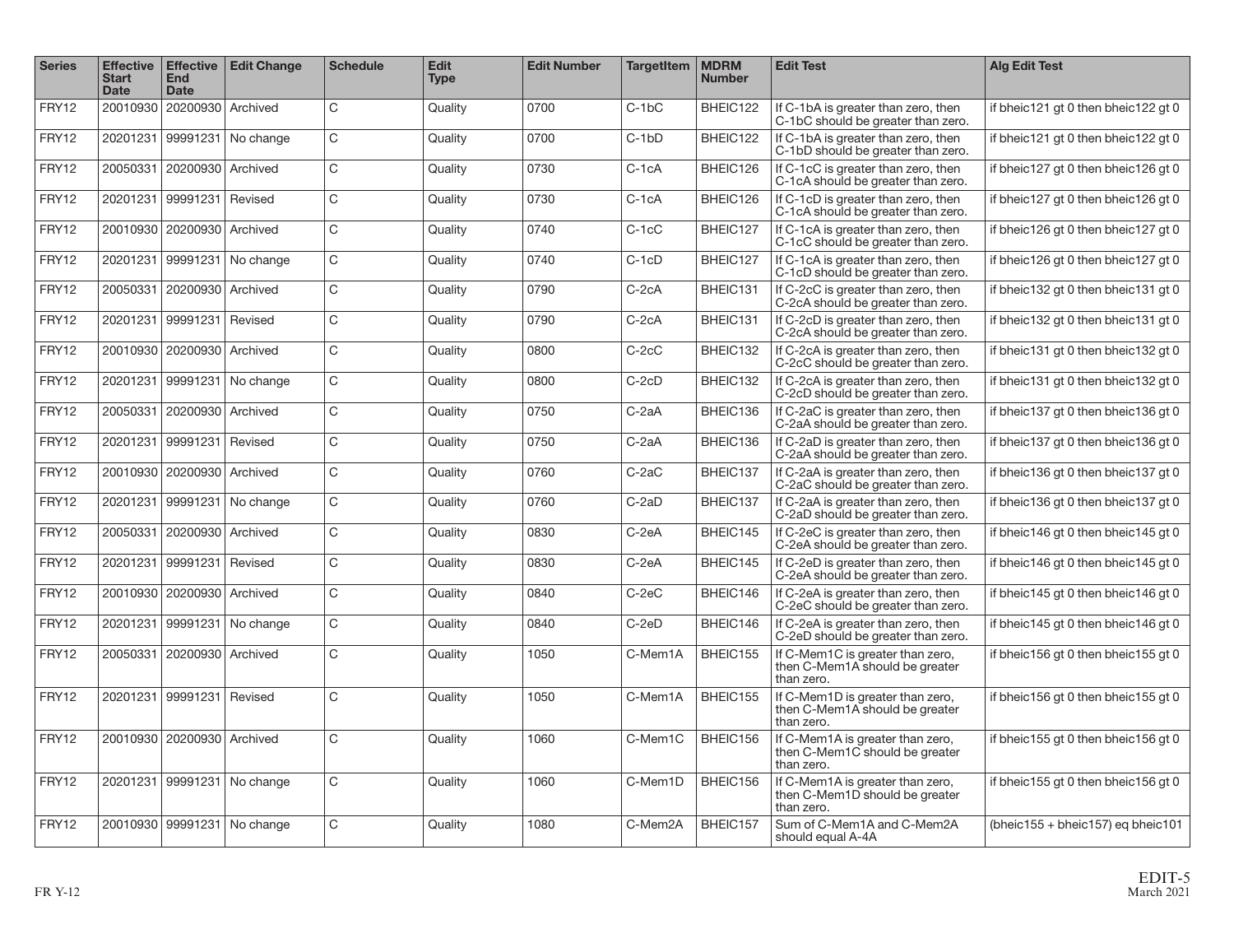| Series | Effective Start Date | Effective End Date | Edit Change | Schedule | Edit Type | Edit Number | TargetItem | MDRM Number | Edit Test | Alg Edit Test |
|---|---|---|---|---|---|---|---|---|---|---|
| FRY12 | 20010930 | 20200930 | Archived | C | Quality | 0700 | C-1bC | BHEIC122 | If C-1bA is greater than zero, then C-1bC should be greater than zero. | if bheic121 gt 0 then bheic122 gt 0 |
| FRY12 | 20201231 | 99991231 | No change | C | Quality | 0700 | C-1bD | BHEIC122 | If C-1bA is greater than zero, then C-1bD should be greater than zero. | if bheic121 gt 0 then bheic122 gt 0 |
| FRY12 | 20050331 | 20200930 | Archived | C | Quality | 0730 | C-1cA | BHEIC126 | If C-1cC is greater than zero, then C-1cA should be greater than zero. | if bheic127 gt 0 then bheic126 gt 0 |
| FRY12 | 20201231 | 99991231 | Revised | C | Quality | 0730 | C-1cA | BHEIC126 | If C-1cD is greater than zero, then C-1cA should be greater than zero. | if bheic127 gt 0 then bheic126 gt 0 |
| FRY12 | 20010930 | 20200930 | Archived | C | Quality | 0740 | C-1cC | BHEIC127 | If C-1cA is greater than zero, then C-1cC should be greater than zero. | if bheic126 gt 0 then bheic127 gt 0 |
| FRY12 | 20201231 | 99991231 | No change | C | Quality | 0740 | C-1cD | BHEIC127 | If C-1cA is greater than zero, then C-1cD should be greater than zero. | if bheic126 gt 0 then bheic127 gt 0 |
| FRY12 | 20050331 | 20200930 | Archived | C | Quality | 0790 | C-2cA | BHEIC131 | If C-2cC is greater than zero, then C-2cA should be greater than zero. | if bheic132 gt 0 then bheic131 gt 0 |
| FRY12 | 20201231 | 99991231 | Revised | C | Quality | 0790 | C-2cA | BHEIC131 | If C-2cD is greater than zero, then C-2cA should be greater than zero. | if bheic132 gt 0 then bheic131 gt 0 |
| FRY12 | 20010930 | 20200930 | Archived | C | Quality | 0800 | C-2cC | BHEIC132 | If C-2cA is greater than zero, then C-2cC should be greater than zero. | if bheic131 gt 0 then bheic132 gt 0 |
| FRY12 | 20201231 | 99991231 | No change | C | Quality | 0800 | C-2cD | BHEIC132 | If C-2cA is greater than zero, then C-2cD should be greater than zero. | if bheic131 gt 0 then bheic132 gt 0 |
| FRY12 | 20050331 | 20200930 | Archived | C | Quality | 0750 | C-2aA | BHEIC136 | If C-2aC is greater than zero, then C-2aA should be greater than zero. | if bheic137 gt 0 then bheic136 gt 0 |
| FRY12 | 20201231 | 99991231 | Revised | C | Quality | 0750 | C-2aA | BHEIC136 | If C-2aD is greater than zero, then C-2aA should be greater than zero. | if bheic137 gt 0 then bheic136 gt 0 |
| FRY12 | 20010930 | 20200930 | Archived | C | Quality | 0760 | C-2aC | BHEIC137 | If C-2aA is greater than zero, then C-2aC should be greater than zero. | if bheic136 gt 0 then bheic137 gt 0 |
| FRY12 | 20201231 | 99991231 | No change | C | Quality | 0760 | C-2aD | BHEIC137 | If C-2aA is greater than zero, then C-2aD should be greater than zero. | if bheic136 gt 0 then bheic137 gt 0 |
| FRY12 | 20050331 | 20200930 | Archived | C | Quality | 0830 | C-2eA | BHEIC145 | If C-2eC is greater than zero, then C-2eA should be greater than zero. | if bheic146 gt 0 then bheic145 gt 0 |
| FRY12 | 20201231 | 99991231 | Revised | C | Quality | 0830 | C-2eA | BHEIC145 | If C-2eD is greater than zero, then C-2eA should be greater than zero. | if bheic146 gt 0 then bheic145 gt 0 |
| FRY12 | 20010930 | 20200930 | Archived | C | Quality | 0840 | C-2eC | BHEIC146 | If C-2eA is greater than zero, then C-2eC should be greater than zero. | if bheic145 gt 0 then bheic146 gt 0 |
| FRY12 | 20201231 | 99991231 | No change | C | Quality | 0840 | C-2eD | BHEIC146 | If C-2eA is greater than zero, then C-2eD should be greater than zero. | if bheic145 gt 0 then bheic146 gt 0 |
| FRY12 | 20050331 | 20200930 | Archived | C | Quality | 1050 | C-Mem1A | BHEIC155 | If C-Mem1C is greater than zero, then C-Mem1A should be greater than zero. | if bheic156 gt 0 then bheic155 gt 0 |
| FRY12 | 20201231 | 99991231 | Revised | C | Quality | 1050 | C-Mem1A | BHEIC155 | If C-Mem1D is greater than zero, then C-Mem1A should be greater than zero. | if bheic156 gt 0 then bheic155 gt 0 |
| FRY12 | 20010930 | 20200930 | Archived | C | Quality | 1060 | C-Mem1C | BHEIC156 | If C-Mem1A is greater than zero, then C-Mem1C should be greater than zero. | if bheic155 gt 0 then bheic156 gt 0 |
| FRY12 | 20201231 | 99991231 | No change | C | Quality | 1060 | C-Mem1D | BHEIC156 | If C-Mem1A is greater than zero, then C-Mem1D should be greater than zero. | if bheic155 gt 0 then bheic156 gt 0 |
| FRY12 | 20010930 | 99991231 | No change | C | Quality | 1080 | C-Mem2A | BHEIC157 | Sum of C-Mem1A and C-Mem2A should equal A-4A | (bheic155 + bheic157) eq bheic101 |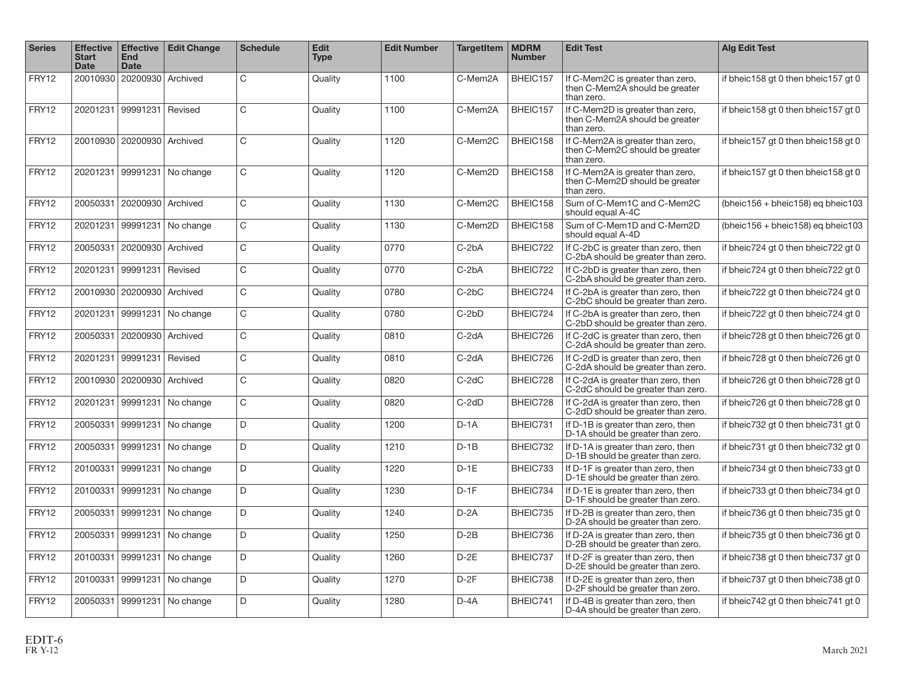| Series | Effective Start Date | Effective End Date | Edit Change | Schedule | Edit Type | Edit Number | TargetItem | MDRM Number | Edit Test | Alg Edit Test |
|---|---|---|---|---|---|---|---|---|---|---|
| FRY12 | 20010930 | 20200930 | Archived | C | Quality | 1100 | C-Mem2A | BHEIC157 | If C-Mem2C is greater than zero, then C-Mem2A should be greater than zero. | if bheic158 gt 0 then bheic157 gt 0 |
| FRY12 | 20201231 | 99991231 | Revised | C | Quality | 1100 | C-Mem2A | BHEIC157 | If C-Mem2D is greater than zero, then C-Mem2A should be greater than zero. | if bheic158 gt 0 then bheic157 gt 0 |
| FRY12 | 20010930 | 20200930 | Archived | C | Quality | 1120 | C-Mem2C | BHEIC158 | If C-Mem2A is greater than zero, then C-Mem2C should be greater than zero. | if bheic157 gt 0 then bheic158 gt 0 |
| FRY12 | 20201231 | 99991231 | No change | C | Quality | 1120 | C-Mem2D | BHEIC158 | If C-Mem2A is greater than zero, then C-Mem2D should be greater than zero. | if bheic157 gt 0 then bheic158 gt 0 |
| FRY12 | 20050331 | 20200930 | Archived | C | Quality | 1130 | C-Mem2C | BHEIC158 | Sum of C-Mem1C and C-Mem2C should equal A-4C | (bheic156 + bheic158) eq bheic103 |
| FRY12 | 20201231 | 99991231 | No change | C | Quality | 1130 | C-Mem2D | BHEIC158 | Sum of C-Mem1D and C-Mem2D should equal A-4D | (bheic156 + bheic158) eq bheic103 |
| FRY12 | 20050331 | 20200930 | Archived | C | Quality | 0770 | C-2bA | BHEIC722 | If C-2bC is greater than zero, then C-2bA should be greater than zero. | if bheic724 gt 0 then bheic722 gt 0 |
| FRY12 | 20201231 | 99991231 | Revised | C | Quality | 0770 | C-2bA | BHEIC722 | If C-2bD is greater than zero, then C-2bA should be greater than zero. | if bheic724 gt 0 then bheic722 gt 0 |
| FRY12 | 20010930 | 20200930 | Archived | C | Quality | 0780 | C-2bC | BHEIC724 | If C-2bA is greater than zero, then C-2bC should be greater than zero. | if bheic722 gt 0 then bheic724 gt 0 |
| FRY12 | 20201231 | 99991231 | No change | C | Quality | 0780 | C-2bD | BHEIC724 | If C-2bA is greater than zero, then C-2bD should be greater than zero. | if bheic722 gt 0 then bheic724 gt 0 |
| FRY12 | 20050331 | 20200930 | Archived | C | Quality | 0810 | C-2dA | BHEIC726 | If C-2dC is greater than zero, then C-2dA should be greater than zero. | if bheic728 gt 0 then bheic726 gt 0 |
| FRY12 | 20201231 | 99991231 | Revised | C | Quality | 0810 | C-2dA | BHEIC726 | If C-2dD is greater than zero, then C-2dA should be greater than zero. | if bheic728 gt 0 then bheic726 gt 0 |
| FRY12 | 20010930 | 20200930 | Archived | C | Quality | 0820 | C-2dC | BHEIC728 | If C-2dA is greater than zero, then C-2dC should be greater than zero. | if bheic726 gt 0 then bheic728 gt 0 |
| FRY12 | 20201231 | 99991231 | No change | C | Quality | 0820 | C-2dD | BHEIC728 | If C-2dA is greater than zero, then C-2dD should be greater than zero. | if bheic726 gt 0 then bheic728 gt 0 |
| FRY12 | 20050331 | 99991231 | No change | D | Quality | 1200 | D-1A | BHEIC731 | If D-1B is greater than zero, then D-1A should be greater than zero. | if bheic732 gt 0 then bheic731 gt 0 |
| FRY12 | 20050331 | 99991231 | No change | D | Quality | 1210 | D-1B | BHEIC732 | If D-1A is greater than zero, then D-1B should be greater than zero. | if bheic731 gt 0 then bheic732 gt 0 |
| FRY12 | 20100331 | 99991231 | No change | D | Quality | 1220 | D-1E | BHEIC733 | If D-1F is greater than zero, then D-1E should be greater than zero. | if bheic734 gt 0 then bheic733 gt 0 |
| FRY12 | 20100331 | 99991231 | No change | D | Quality | 1230 | D-1F | BHEIC734 | If D-1E is greater than zero, then D-1F should be greater than zero. | if bheic733 gt 0 then bheic734 gt 0 |
| FRY12 | 20050331 | 99991231 | No change | D | Quality | 1240 | D-2A | BHEIC735 | If D-2B is greater than zero, then D-2A should be greater than zero. | if bheic736 gt 0 then bheic735 gt 0 |
| FRY12 | 20050331 | 99991231 | No change | D | Quality | 1250 | D-2B | BHEIC736 | If D-2A is greater than zero, then D-2B should be greater than zero. | if bheic735 gt 0 then bheic736 gt 0 |
| FRY12 | 20100331 | 99991231 | No change | D | Quality | 1260 | D-2E | BHEIC737 | If D-2F is greater than zero, then D-2E should be greater than zero. | if bheic738 gt 0 then bheic737 gt 0 |
| FRY12 | 20100331 | 99991231 | No change | D | Quality | 1270 | D-2F | BHEIC738 | If D-2E is greater than zero, then D-2F should be greater than zero. | if bheic737 gt 0 then bheic738 gt 0 |
| FRY12 | 20050331 | 99991231 | No change | D | Quality | 1280 | D-4A | BHEIC741 | If D-4B is greater than zero, then D-4A should be greater than zero. | if bheic742 gt 0 then bheic741 gt 0 |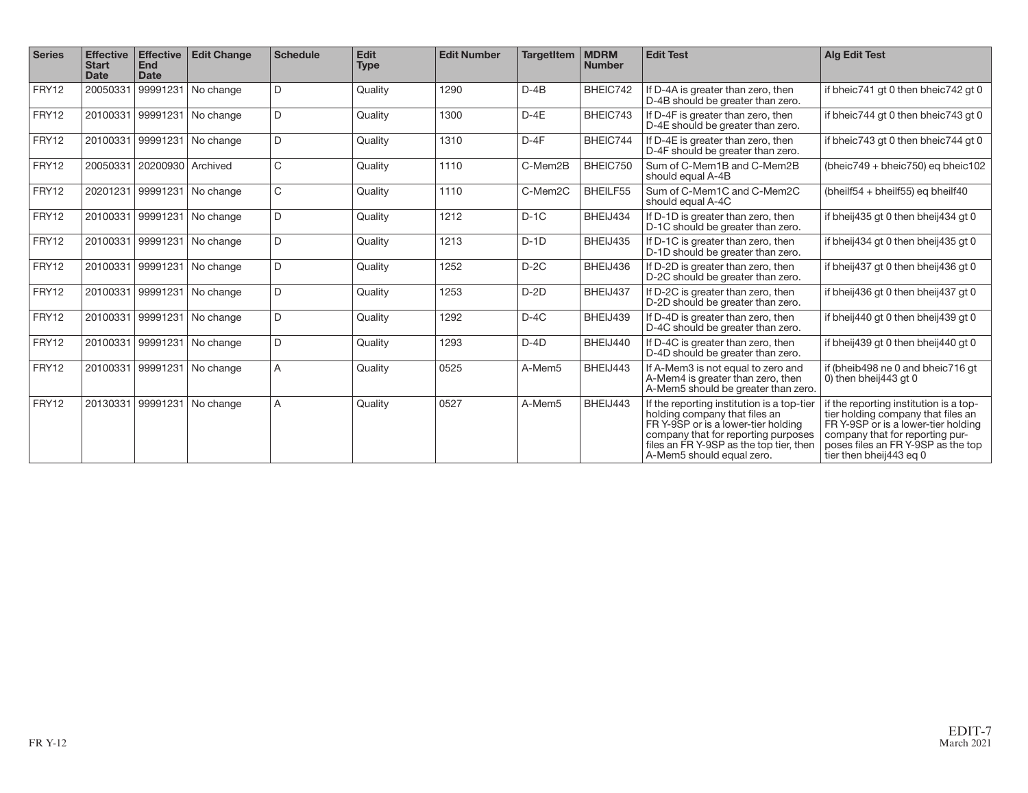| Series | Effective Start Date | Effective End Date | Edit Change | Schedule | Edit Type | Edit Number | TargetItem | MDRM Number | Edit Test | Alg Edit Test |
|---|---|---|---|---|---|---|---|---|---|---|
| FRY12 | 20050331 | 99991231 | No change | D | Quality | 1290 | D-4B | BHEIC742 | If D-4A is greater than zero, then D-4B should be greater than zero. | if bheic741 gt 0 then bheic742 gt 0 |
| FRY12 | 20100331 | 99991231 | No change | D | Quality | 1300 | D-4E | BHEIC743 | If D-4F is greater than zero, then D-4E should be greater than zero. | if bheic744 gt 0 then bheic743 gt 0 |
| FRY12 | 20100331 | 99991231 | No change | D | Quality | 1310 | D-4F | BHEIC744 | If D-4E is greater than zero, then D-4F should be greater than zero. | if bheic743 gt 0 then bheic744 gt 0 |
| FRY12 | 20050331 | 20200930 | Archived | C | Quality | 1110 | C-Mem2B | BHEIC750 | Sum of C-Mem1B and C-Mem2B should equal A-4B | (bheic749 + bheic750) eq bheic102 |
| FRY12 | 20201231 | 99991231 | No change | C | Quality | 1110 | C-Mem2C | BHEILF55 | Sum of C-Mem1C and C-Mem2C should equal A-4C | (bheilf54 + bheilf55) eq bheilf40 |
| FRY12 | 20100331 | 99991231 | No change | D | Quality | 1212 | D-1C | BHEIJ434 | If D-1D is greater than zero, then D-1C should be greater than zero. | if bheij435 gt 0 then bheij434 gt 0 |
| FRY12 | 20100331 | 99991231 | No change | D | Quality | 1213 | D-1D | BHEIJ435 | If D-1C is greater than zero, then D-1D should be greater than zero. | if bheij434 gt 0 then bheij435 gt 0 |
| FRY12 | 20100331 | 99991231 | No change | D | Quality | 1252 | D-2C | BHEIJ436 | If D-2D is greater than zero, then D-2C should be greater than zero. | if bheij437 gt 0 then bheij436 gt 0 |
| FRY12 | 20100331 | 99991231 | No change | D | Quality | 1253 | D-2D | BHEIJ437 | If D-2C is greater than zero, then D-2D should be greater than zero. | if bheij436 gt 0 then bheij437 gt 0 |
| FRY12 | 20100331 | 99991231 | No change | D | Quality | 1292 | D-4C | BHEIJ439 | If D-4D is greater than zero, then D-4C should be greater than zero. | if bheij440 gt 0 then bheij439 gt 0 |
| FRY12 | 20100331 | 99991231 | No change | D | Quality | 1293 | D-4D | BHEIJ440 | If D-4C is greater than zero, then D-4D should be greater than zero. | if bheij439 gt 0 then bheij440 gt 0 |
| FRY12 | 20100331 | 99991231 | No change | A | Quality | 0525 | A-Mem5 | BHEIJ443 | If A-Mem3 is not equal to zero and A-Mem4 is greater than zero, then A-Mem5 should be greater than zero. | if (bheib498 ne 0 and bheic716 gt 0) then bheij443 gt 0 |
| FRY12 | 20130331 | 99991231 | No change | A | Quality | 0527 | A-Mem5 | BHEIJ443 | If the reporting institution is a top-tier holding company that files an FR Y-9SP or is a lower-tier holding company that for reporting purposes files an FR Y-9SP as the top tier, then A-Mem5 should equal zero. | if the reporting institution is a top-tier holding company that files an FR Y-9SP or is a lower-tier holding company that for reporting purposes files an FR Y-9SP as the top tier then bheij443 eq 0 |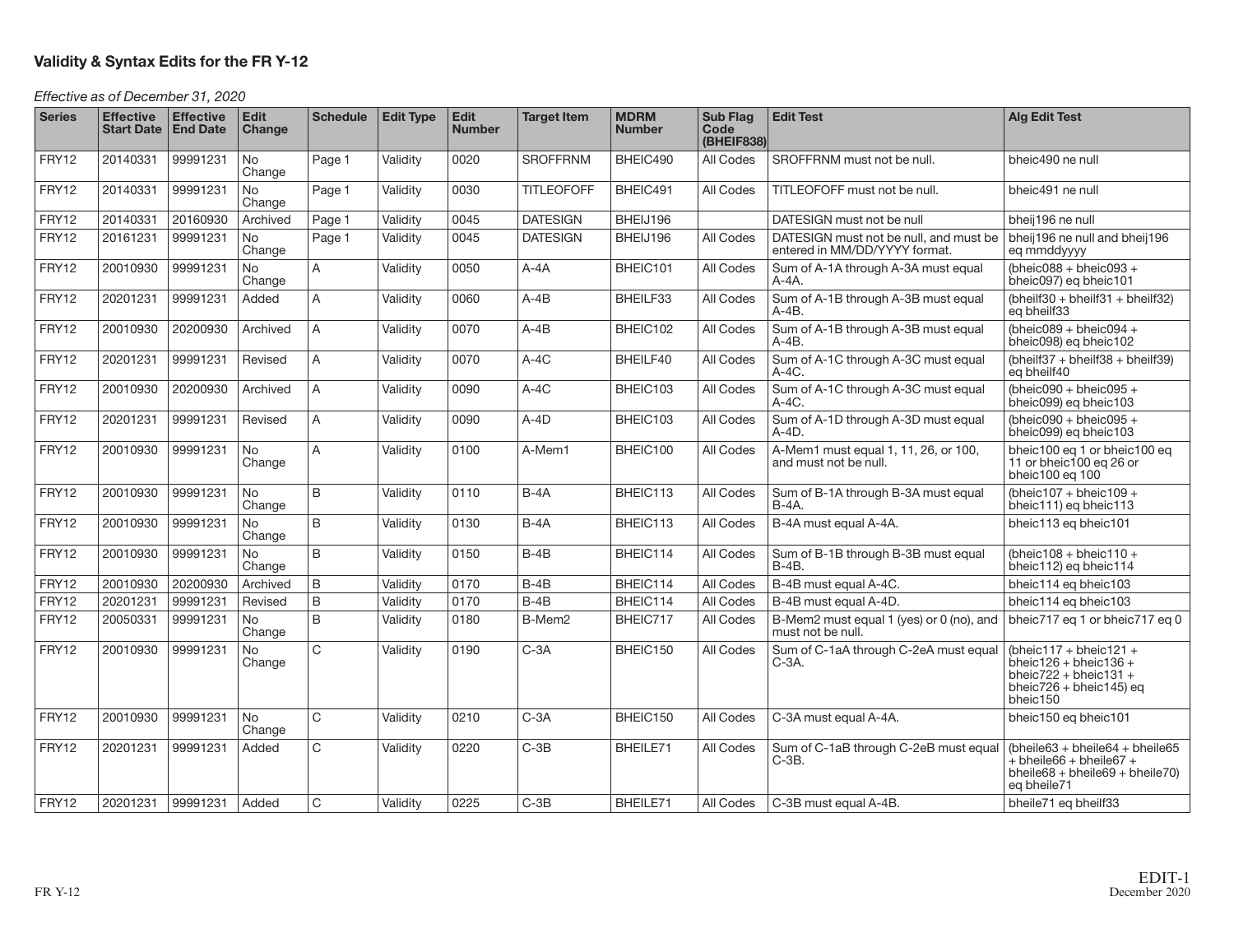## Validity & Syntax Edits for the FR Y-12

*Effective as of December 31, 2020*

| Series | Effective Start Date | Effective End Date | Edit Change | Schedule | Edit Type | Edit Number | Target Item | MDRM Number | Sub Flag Code (BHEIF838) | Edit Test | Alg Edit Test |
|---|---|---|---|---|---|---|---|---|---|---|---|
| FRY12 | 20140331 | 99991231 | No Change | Page 1 | Validity | 0020 | SROFFRNM | BHEIC490 | All Codes | SROFFRNM must not be null. | bheic490 ne null |
| FRY12 | 20140331 | 99991231 | No Change | Page 1 | Validity | 0030 | TITLEOFOFF | BHEIC491 | All Codes | TITLEOFOFF must not be null. | bheic491 ne null |
| FRY12 | 20140331 | 20160930 | Archived | Page 1 | Validity | 0045 | DATESIGN | BHEIJ196 | | DATESIGN must not be null | bheij196 ne null |
| FRY12 | 20161231 | 99991231 | No Change | Page 1 | Validity | 0045 | DATESIGN | BHEIJ196 | All Codes | DATESIGN must not be null, and must be entered in MM/DD/YYYY format. | bheij196 ne null and bheij196 eq mmddyyyy |
| FRY12 | 20010930 | 99991231 | No Change | A | Validity | 0050 | A-4A | BHEIC101 | All Codes | Sum of A-1A through A-3A must equal A-4A. | (bheic088 + bheic093 + bheic097) eq bheic101 |
| FRY12 | 20201231 | 99991231 | Added | A | Validity | 0060 | A-4B | BHEILF33 | All Codes | Sum of A-1B through A-3B must equal A-4B. | (bheilf30 + bheilf31 + bheilf32) eq bheilf33 |
| FRY12 | 20010930 | 20200930 | Archived | A | Validity | 0070 | A-4B | BHEIC102 | All Codes | Sum of A-1B through A-3B must equal A-4B. | (bheic089 + bheic094 + bheic098) eq bheic102 |
| FRY12 | 20201231 | 99991231 | Revised | A | Validity | 0070 | A-4C | BHEILF40 | All Codes | Sum of A-1C through A-3C must equal A-4C. | (bheilf37 + bheilf38 + bheilf39) eq bheilf40 |
| FRY12 | 20010930 | 20200930 | Archived | A | Validity | 0090 | A-4C | BHEIC103 | All Codes | Sum of A-1C through A-3C must equal A-4C. | (bheic090 + bheic095 + bheic099) eq bheic103 |
| FRY12 | 20201231 | 99991231 | Revised | A | Validity | 0090 | A-4D | BHEIC103 | All Codes | Sum of A-1D through A-3D must equal A-4D. | (bheic090 + bheic095 + bheic099) eq bheic103 |
| FRY12 | 20010930 | 99991231 | No Change | A | Validity | 0100 | A-Mem1 | BHEIC100 | All Codes | A-Mem1 must equal 1, 11, 26, or 100, and must not be null. | bheic100 eq 1 or bheic100 eq 11 or bheic100 eq 26 or bheic100 eq 100 |
| FRY12 | 20010930 | 99991231 | No Change | B | Validity | 0110 | B-4A | BHEIC113 | All Codes | Sum of B-1A through B-3A must equal B-4A. | (bheic107 + bheic109 + bheic111) eq bheic113 |
| FRY12 | 20010930 | 99991231 | No Change | B | Validity | 0130 | B-4A | BHEIC113 | All Codes | B-4A must equal A-4A. | bheic113 eq bheic101 |
| FRY12 | 20010930 | 99991231 | No Change | B | Validity | 0150 | B-4B | BHEIC114 | All Codes | Sum of B-1B through B-3B must equal B-4B. | (bheic108 + bheic110 + bheic112) eq bheic114 |
| FRY12 | 20010930 | 20200930 | Archived | B | Validity | 0170 | B-4B | BHEIC114 | All Codes | B-4B must equal A-4C. | bheic114 eq bheic103 |
| FRY12 | 20201231 | 99991231 | Revised | B | Validity | 0170 | B-4B | BHEIC114 | All Codes | B-4B must equal A-4D. | bheic114 eq bheic103 |
| FRY12 | 20050331 | 99991231 | No Change | B | Validity | 0180 | B-Mem2 | BHEIC717 | All Codes | B-Mem2 must equal 1 (yes) or 0 (no), and must not be null. | bheic717 eq 1 or bheic717 eq 0 |
| FRY12 | 20010930 | 99991231 | No Change | C | Validity | 0190 | C-3A | BHEIC150 | All Codes | Sum of C-1aA through C-2eA must equal C-3A. | (bheic117 + bheic121 + bheic126 + bheic136 + bheic722 + bheic131 + bheic726 + bheic145) eq bheic150 |
| FRY12 | 20010930 | 99991231 | No Change | C | Validity | 0210 | C-3A | BHEIC150 | All Codes | C-3A must equal A-4A. | bheic150 eq bheic101 |
| FRY12 | 20201231 | 99991231 | Added | C | Validity | 0220 | C-3B | BHEILE71 | All Codes | Sum of C-1aB through C-2eB must equal C-3B. | (bheile63 + bheile64 + bheile65 + bheile66 + bheile67 + bheile68 + bheile69 + bheile70) eq bheile71 |
| FRY12 | 20201231 | 99991231 | Added | C | Validity | 0225 | C-3B | BHEILE71 | All Codes | C-3B must equal A-4B. | bheile71 eq bheilf33 |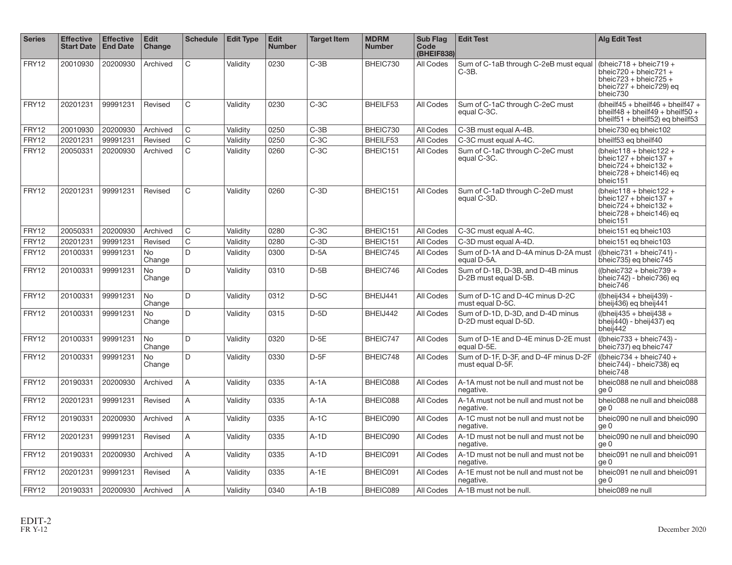| Series | Effective Start Date | Effective End Date | Edit Change | Schedule | Edit Type | Edit Number | Target Item | MDRM Number | Sub Flag Code (BHEIF838) | Edit Test | Alg Edit Test |
|---|---|---|---|---|---|---|---|---|---|---|---|
| FRY12 | 20010930 | 20200930 | Archived | C | Validity | 0230 | C-3B | BHEIC730 | All Codes | Sum of C-1aB through C-2eB must equal C-3B. | (bheic718 + bheic719 + bheic720 + bheic721 + bheic723 + bheic725 + bheic727 + bheic729) eq bheic730 |
| FRY12 | 20201231 | 99991231 | Revised | C | Validity | 0230 | C-3C | BHEILF53 | All Codes | Sum of C-1aC through C-2eC must equal C-3C. | (bheilf45 + bheilf46 + bheilf47 + bheilf48 + bheilf49 + bheilf50 + bheilf51 + bheilf52) eq bheilf53 |
| FRY12 | 20010930 | 20200930 | Archived | C | Validity | 0250 | C-3B | BHEIC730 | All Codes | C-3B must equal A-4B. | bheic730 eq bheic102 |
| FRY12 | 20201231 | 99991231 | Revised | C | Validity | 0250 | C-3C | BHEILF53 | All Codes | C-3C must equal A-4C. | bheilf53 eq bheilf40 |
| FRY12 | 20050331 | 20200930 | Archived | C | Validity | 0260 | C-3C | BHEIC151 | All Codes | Sum of C-1aC through C-2eC must equal C-3C. | (bheic118 + bheic122 + bheic127 + bheic137 + bheic724 + bheic132 + bheic728 + bheic146) eq bheic151 |
| FRY12 | 20201231 | 99991231 | Revised | C | Validity | 0260 | C-3D | BHEIC151 | All Codes | Sum of C-1aD through C-2eD must equal C-3D. | (bheic118 + bheic122 + bheic127 + bheic137 + bheic724 + bheic132 + bheic728 + bheic146) eq bheic151 |
| FRY12 | 20050331 | 20200930 | Archived | C | Validity | 0280 | C-3C | BHEIC151 | All Codes | C-3C must equal A-4C. | bheic151 eq bheic103 |
| FRY12 | 20201231 | 99991231 | Revised | C | Validity | 0280 | C-3D | BHEIC151 | All Codes | C-3D must equal A-4D. | bheic151 eq bheic103 |
| FRY12 | 20100331 | 99991231 | No Change | D | Validity | 0300 | D-5A | BHEIC745 | All Codes | Sum of D-1A and D-4A minus D-2A must equal D-5A. | ((bheic731 + bheic741) - bheic735) eq bheic745 |
| FRY12 | 20100331 | 99991231 | No Change | D | Validity | 0310 | D-5B | BHEIC746 | All Codes | Sum of D-1B, D-3B, and D-4B minus D-2B must equal D-5B. | ((bheic732 + bheic739 + bheic742) - bheic736) eq bheic746 |
| FRY12 | 20100331 | 99991231 | No Change | D | Validity | 0312 | D-5C | BHEIJ441 | All Codes | Sum of D-1C and D-4C minus D-2C must equal D-5C. | ((bheij434 + bheij439) - bheij436) eq bheij441 |
| FRY12 | 20100331 | 99991231 | No Change | D | Validity | 0315 | D-5D | BHEIJ442 | All Codes | Sum of D-1D, D-3D, and D-4D minus D-2D must equal D-5D. | ((bheij435 + bheij438 + bheij440) - bheij437) eq bheij442 |
| FRY12 | 20100331 | 99991231 | No Change | D | Validity | 0320 | D-5E | BHEIC747 | All Codes | Sum of D-1E and D-4E minus D-2E must equal D-5E. | ((bheic733 + bheic743) - bheic737) eq bheic747 |
| FRY12 | 20100331 | 99991231 | No Change | D | Validity | 0330 | D-5F | BHEIC748 | All Codes | Sum of D-1F, D-3F, and D-4F minus D-2F must equal D-5F. | ((bheic734 + bheic740 + bheic744) - bheic738) eq bheic748 |
| FRY12 | 20190331 | 20200930 | Archived | A | Validity | 0335 | A-1A | BHEIC088 | All Codes | A-1A must not be null and must not be negative. | bheic088 ne null and bheic088 ge 0 |
| FRY12 | 20201231 | 99991231 | Revised | A | Validity | 0335 | A-1A | BHEIC088 | All Codes | A-1A must not be null and must not be negative. | bheic088 ne null and bheic088 ge 0 |
| FRY12 | 20190331 | 20200930 | Archived | A | Validity | 0335 | A-1C | BHEIC090 | All Codes | A-1C must not be null and must not be negative. | bheic090 ne null and bheic090 ge 0 |
| FRY12 | 20201231 | 99991231 | Revised | A | Validity | 0335 | A-1D | BHEIC090 | All Codes | A-1D must not be null and must not be negative. | bheic090 ne null and bheic090 ge 0 |
| FRY12 | 20190331 | 20200930 | Archived | A | Validity | 0335 | A-1D | BHEIC091 | All Codes | A-1D must not be null and must not be negative. | bheic091 ne null and bheic091 ge 0 |
| FRY12 | 20201231 | 99991231 | Revised | A | Validity | 0335 | A-1E | BHEIC091 | All Codes | A-1E must not be null and must not be negative. | bheic091 ne null and bheic091 ge 0 |
| FRY12 | 20190331 | 20200930 | Archived | A | Validity | 0340 | A-1B | BHEIC089 | All Codes | A-1B must not be null. | bheic089 ne null |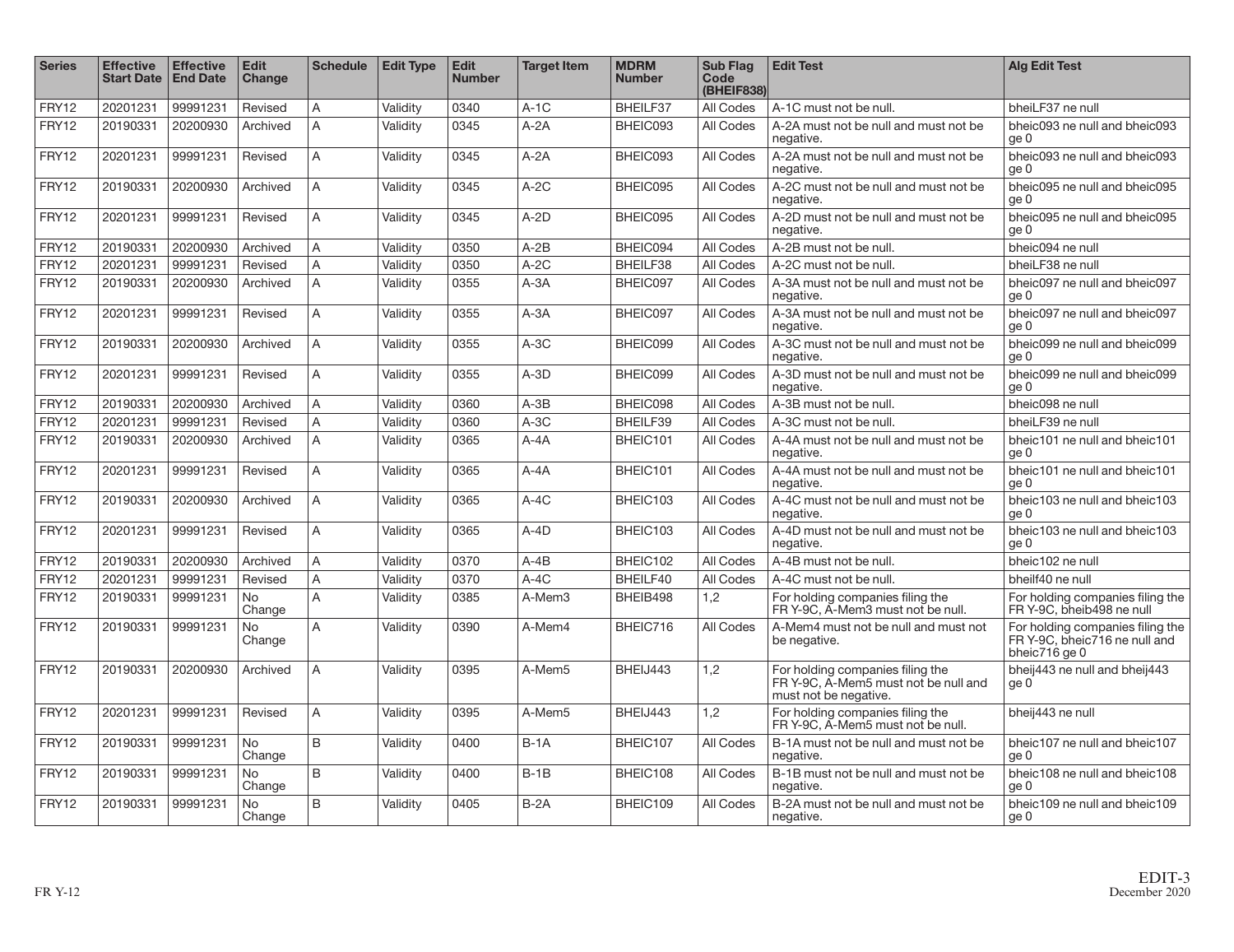| Series | Effective Start Date | Effective End Date | Edit Change | Schedule | Edit Type | Edit Number | Target Item | MDRM Number | Sub Flag Code (BHEIF838) | Edit Test | Alg Edit Test |
|---|---|---|---|---|---|---|---|---|---|---|---|
| FRY12 | 20201231 | 99991231 | Revised | A | Validity | 0340 | A-1C | BHEILF37 | All Codes | A-1C must not be null. | bheiLF37 ne null |
| FRY12 | 20190331 | 20200930 | Archived | A | Validity | 0345 | A-2A | BHEIC093 | All Codes | A-2A must not be null and must not be negative. | bheic093 ne null and bheic093 ge 0 |
| FRY12 | 20201231 | 99991231 | Revised | A | Validity | 0345 | A-2A | BHEIC093 | All Codes | A-2A must not be null and must not be negative. | bheic093 ne null and bheic093 ge 0 |
| FRY12 | 20190331 | 20200930 | Archived | A | Validity | 0345 | A-2C | BHEIC095 | All Codes | A-2C must not be null and must not be negative. | bheic095 ne null and bheic095 ge 0 |
| FRY12 | 20201231 | 99991231 | Revised | A | Validity | 0345 | A-2D | BHEIC095 | All Codes | A-2D must not be null and must not be negative. | bheic095 ne null and bheic095 ge 0 |
| FRY12 | 20190331 | 20200930 | Archived | A | Validity | 0350 | A-2B | BHEIC094 | All Codes | A-2B must not be null. | bheic094 ne null |
| FRY12 | 20201231 | 99991231 | Revised | A | Validity | 0350 | A-2C | BHEILF38 | All Codes | A-2C must not be null. | bheiLF38 ne null |
| FRY12 | 20190331 | 20200930 | Archived | A | Validity | 0355 | A-3A | BHEIC097 | All Codes | A-3A must not be null and must not be negative. | bheic097 ne null and bheic097 ge 0 |
| FRY12 | 20201231 | 99991231 | Revised | A | Validity | 0355 | A-3A | BHEIC097 | All Codes | A-3A must not be null and must not be negative. | bheic097 ne null and bheic097 ge 0 |
| FRY12 | 20190331 | 20200930 | Archived | A | Validity | 0355 | A-3C | BHEIC099 | All Codes | A-3C must not be null and must not be negative. | bheic099 ne null and bheic099 ge 0 |
| FRY12 | 20201231 | 99991231 | Revised | A | Validity | 0355 | A-3D | BHEIC099 | All Codes | A-3D must not be null and must not be negative. | bheic099 ne null and bheic099 ge 0 |
| FRY12 | 20190331 | 20200930 | Archived | A | Validity | 0360 | A-3B | BHEIC098 | All Codes | A-3B must not be null. | bheic098 ne null |
| FRY12 | 20201231 | 99991231 | Revised | A | Validity | 0360 | A-3C | BHEILF39 | All Codes | A-3C must not be null. | bheiLF39 ne null |
| FRY12 | 20190331 | 20200930 | Archived | A | Validity | 0365 | A-4A | BHEIC101 | All Codes | A-4A must not be null and must not be negative. | bheic101 ne null and bheic101 ge 0 |
| FRY12 | 20201231 | 99991231 | Revised | A | Validity | 0365 | A-4A | BHEIC101 | All Codes | A-4A must not be null and must not be negative. | bheic101 ne null and bheic101 ge 0 |
| FRY12 | 20190331 | 20200930 | Archived | A | Validity | 0365 | A-4C | BHEIC103 | All Codes | A-4C must not be null and must not be negative. | bheic103 ne null and bheic103 ge 0 |
| FRY12 | 20201231 | 99991231 | Revised | A | Validity | 0365 | A-4D | BHEIC103 | All Codes | A-4D must not be null and must not be negative. | bheic103 ne null and bheic103 ge 0 |
| FRY12 | 20190331 | 20200930 | Archived | A | Validity | 0370 | A-4B | BHEIC102 | All Codes | A-4B must not be null. | bheic102 ne null |
| FRY12 | 20201231 | 99991231 | Revised | A | Validity | 0370 | A-4C | BHEILF40 | All Codes | A-4C must not be null. | bheilf40 ne null |
| FRY12 | 20190331 | 99991231 | No Change | A | Validity | 0385 | A-Mem3 | BHEIB498 | 1,2 | For holding companies filing the FR Y-9C, A-Mem3 must not be null. | For holding companies filing the FR Y-9C, bheib498 ne null |
| FRY12 | 20190331 | 99991231 | No Change | A | Validity | 0390 | A-Mem4 | BHEIC716 | All Codes | A-Mem4 must not be null and must not be negative. | For holding companies filing the FR Y-9C, bheic716 ne null and bheic716 ge 0 |
| FRY12 | 20190331 | 20200930 | Archived | A | Validity | 0395 | A-Mem5 | BHEIJ443 | 1,2 | For holding companies filing the FR Y-9C, A-Mem5 must not be null and must not be negative. | bheij443 ne null and bheij443 ge 0 |
| FRY12 | 20201231 | 99991231 | Revised | A | Validity | 0395 | A-Mem5 | BHEIJ443 | 1,2 | For holding companies filing the FR Y-9C, A-Mem5 must not be null. | bheij443 ne null |
| FRY12 | 20190331 | 99991231 | No Change | B | Validity | 0400 | B-1A | BHEIC107 | All Codes | B-1A must not be null and must not be negative. | bheic107 ne null and bheic107 ge 0 |
| FRY12 | 20190331 | 99991231 | No Change | B | Validity | 0400 | B-1B | BHEIC108 | All Codes | B-1B must not be null and must not be negative. | bheic108 ne null and bheic108 ge 0 |
| FRY12 | 20190331 | 99991231 | No Change | B | Validity | 0405 | B-2A | BHEIC109 | All Codes | B-2A must not be null and must not be negative. | bheic109 ne null and bheic109 ge 0 |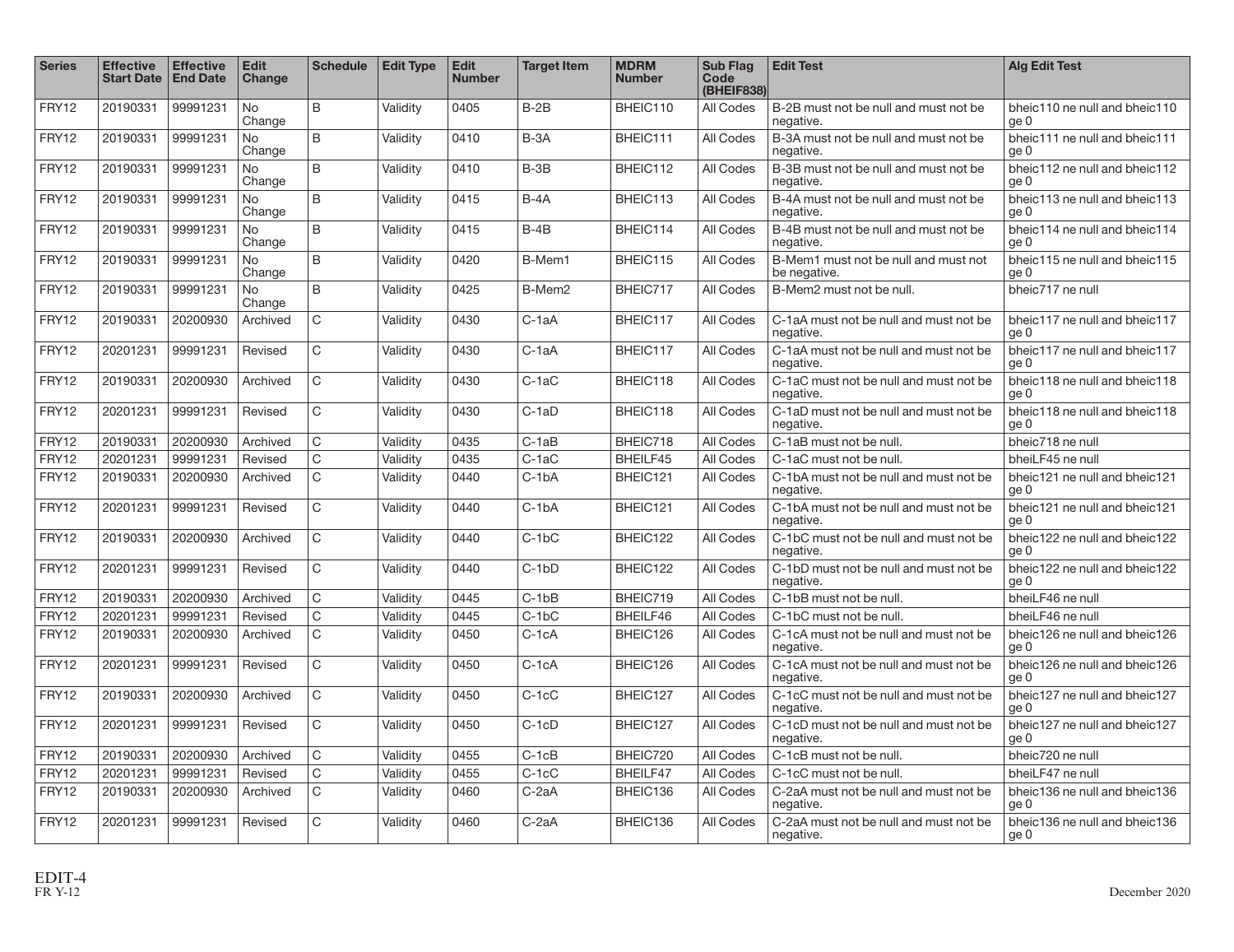| Series | Effective Start Date | Effective End Date | Edit Change | Schedule | Edit Type | Edit Number | Target Item | MDRM Number | Sub Flag Code (BHEIF838) | Edit Test | Alg Edit Test |
|---|---|---|---|---|---|---|---|---|---|---|---|
| FRY12 | 20190331 | 99991231 | No Change | B | Validity | 0405 | B-2B | BHEIC110 | All Codes | B-2B must not be null and must not be negative. | bheic110 ne null and bheic110 ge 0 |
| FRY12 | 20190331 | 99991231 | No Change | B | Validity | 0410 | B-3A | BHEIC111 | All Codes | B-3A must not be null and must not be negative. | bheic111 ne null and bheic111 ge 0 |
| FRY12 | 20190331 | 99991231 | No Change | B | Validity | 0410 | B-3B | BHEIC112 | All Codes | B-3B must not be null and must not be negative. | bheic112 ne null and bheic112 ge 0 |
| FRY12 | 20190331 | 99991231 | No Change | B | Validity | 0415 | B-4A | BHEIC113 | All Codes | B-4A must not be null and must not be negative. | bheic113 ne null and bheic113 ge 0 |
| FRY12 | 20190331 | 99991231 | No Change | B | Validity | 0415 | B-4B | BHEIC114 | All Codes | B-4B must not be null and must not be negative. | bheic114 ne null and bheic114 ge 0 |
| FRY12 | 20190331 | 99991231 | No Change | B | Validity | 0420 | B-Mem1 | BHEIC115 | All Codes | B-Mem1 must not be null and must not be negative. | bheic115 ne null and bheic115 ge 0 |
| FRY12 | 20190331 | 99991231 | No Change | B | Validity | 0425 | B-Mem2 | BHEIC717 | All Codes | B-Mem2 must not be null. | bheic717 ne null |
| FRY12 | 20190331 | 20200930 | Archived | C | Validity | 0430 | C-1aA | BHEIC117 | All Codes | C-1aA must not be null and must not be negative. | bheic117 ne null and bheic117 ge 0 |
| FRY12 | 20201231 | 99991231 | Revised | C | Validity | 0430 | C-1aA | BHEIC117 | All Codes | C-1aA must not be null and must not be negative. | bheic117 ne null and bheic117 ge 0 |
| FRY12 | 20190331 | 20200930 | Archived | C | Validity | 0430 | C-1aC | BHEIC118 | All Codes | C-1aC must not be null and must not be negative. | bheic118 ne null and bheic118 ge 0 |
| FRY12 | 20201231 | 99991231 | Revised | C | Validity | 0430 | C-1aD | BHEIC118 | All Codes | C-1aD must not be null and must not be negative. | bheic118 ne null and bheic118 ge 0 |
| FRY12 | 20190331 | 20200930 | Archived | C | Validity | 0435 | C-1aB | BHEIC718 | All Codes | C-1aB must not be null. | bheic718 ne null |
| FRY12 | 20201231 | 99991231 | Revised | C | Validity | 0435 | C-1aC | BHEILF45 | All Codes | C-1aC must not be null. | bheiLF45 ne null |
| FRY12 | 20190331 | 20200930 | Archived | C | Validity | 0440 | C-1bA | BHEIC121 | All Codes | C-1bA must not be null and must not be negative. | bheic121 ne null and bheic121 ge 0 |
| FRY12 | 20201231 | 99991231 | Revised | C | Validity | 0440 | C-1bA | BHEIC121 | All Codes | C-1bA must not be null and must not be negative. | bheic121 ne null and bheic121 ge 0 |
| FRY12 | 20190331 | 20200930 | Archived | C | Validity | 0440 | C-1bC | BHEIC122 | All Codes | C-1bC must not be null and must not be negative. | bheic122 ne null and bheic122 ge 0 |
| FRY12 | 20201231 | 99991231 | Revised | C | Validity | 0440 | C-1bD | BHEIC122 | All Codes | C-1bD must not be null and must not be negative. | bheic122 ne null and bheic122 ge 0 |
| FRY12 | 20190331 | 20200930 | Archived | C | Validity | 0445 | C-1bB | BHEIC719 | All Codes | C-1bB must not be null. | bheiLF46 ne null |
| FRY12 | 20201231 | 99991231 | Revised | C | Validity | 0445 | C-1bC | BHEILF46 | All Codes | C-1bC must not be null. | bheiLF46 ne null |
| FRY12 | 20190331 | 20200930 | Archived | C | Validity | 0450 | C-1cA | BHEIC126 | All Codes | C-1cA must not be null and must not be negative. | bheic126 ne null and bheic126 ge 0 |
| FRY12 | 20201231 | 99991231 | Revised | C | Validity | 0450 | C-1cA | BHEIC126 | All Codes | C-1cA must not be null and must not be negative. | bheic126 ne null and bheic126 ge 0 |
| FRY12 | 20190331 | 20200930 | Archived | C | Validity | 0450 | C-1cC | BHEIC127 | All Codes | C-1cC must not be null and must not be negative. | bheic127 ne null and bheic127 ge 0 |
| FRY12 | 20201231 | 99991231 | Revised | C | Validity | 0450 | C-1cD | BHEIC127 | All Codes | C-1cD must not be null and must not be negative. | bheic127 ne null and bheic127 ge 0 |
| FRY12 | 20190331 | 20200930 | Archived | C | Validity | 0455 | C-1cB | BHEIC720 | All Codes | C-1cB must not be null. | bheic720 ne null |
| FRY12 | 20201231 | 99991231 | Revised | C | Validity | 0455 | C-1cC | BHEILF47 | All Codes | C-1cC must not be null. | bheiLF47 ne null |
| FRY12 | 20190331 | 20200930 | Archived | C | Validity | 0460 | C-2aA | BHEIC136 | All Codes | C-2aA must not be null and must not be negative. | bheic136 ne null and bheic136 ge 0 |
| FRY12 | 20201231 | 99991231 | Revised | C | Validity | 0460 | C-2aA | BHEIC136 | All Codes | C-2aA must not be null and must not be negative. | bheic136 ne null and bheic136 ge 0 |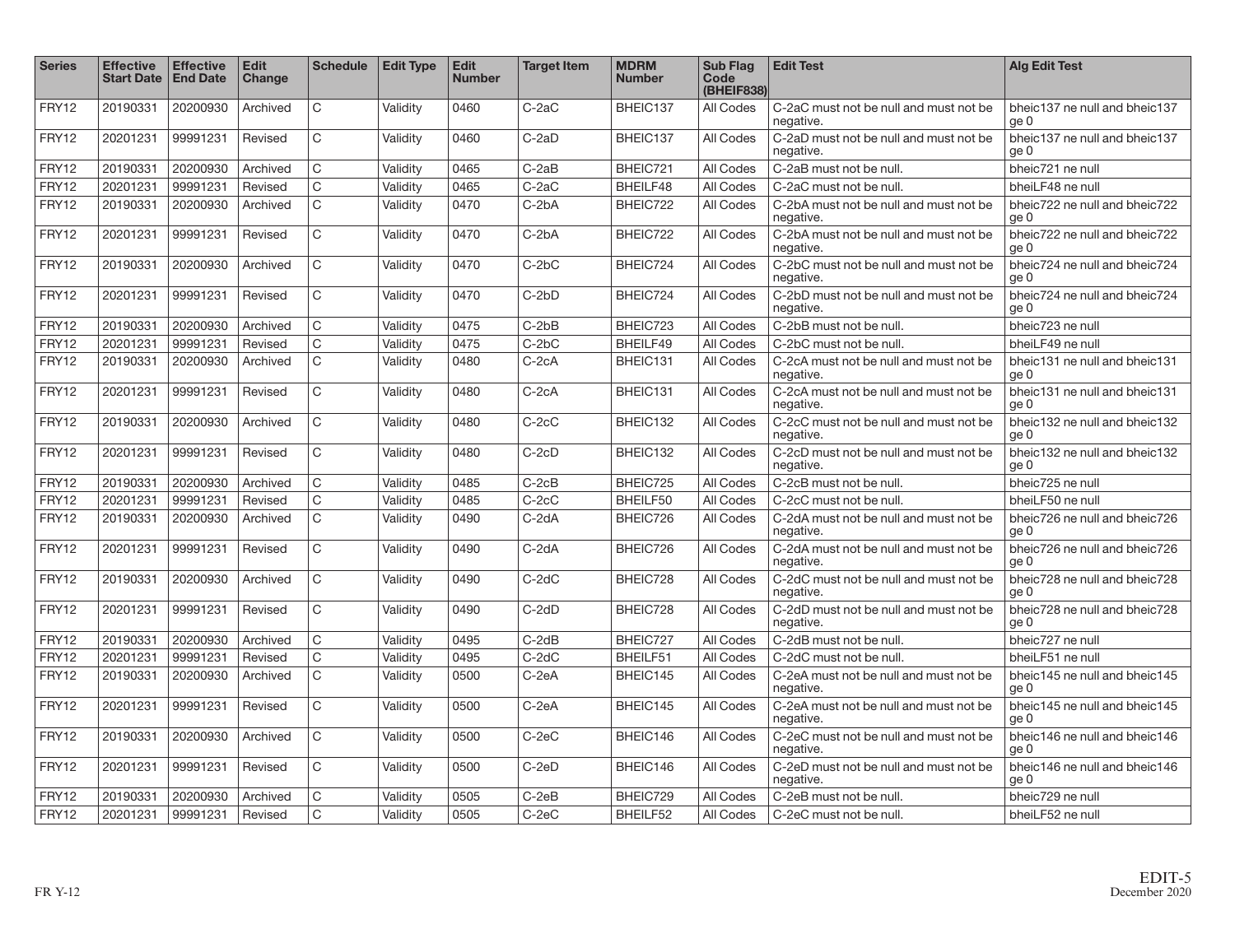| Series | Effective Start Date | Effective End Date | Edit Change | Schedule | Edit Type | Edit Number | Target Item | MDRM Number | Sub Flag Code (BHEIF838) | Edit Test | Alg Edit Test |
|---|---|---|---|---|---|---|---|---|---|---|---|
| FRY12 | 20190331 | 20200930 | Archived | C | Validity | 0460 | C-2aC | BHEIC137 | All Codes | C-2aC must not be null and must not be negative. | bheic137 ne null and bheic137 ge 0 |
| FRY12 | 20201231 | 99991231 | Revised | C | Validity | 0460 | C-2aD | BHEIC137 | All Codes | C-2aD must not be null and must not be negative. | bheic137 ne null and bheic137 ge 0 |
| FRY12 | 20190331 | 20200930 | Archived | C | Validity | 0465 | C-2aB | BHEIC721 | All Codes | C-2aB must not be null. | bheic721 ne null |
| FRY12 | 20201231 | 99991231 | Revised | C | Validity | 0465 | C-2aC | BHEILF48 | All Codes | C-2aC must not be null. | bheiLF48 ne null |
| FRY12 | 20190331 | 20200930 | Archived | C | Validity | 0470 | C-2bA | BHEIC722 | All Codes | C-2bA must not be null and must not be negative. | bheic722 ne null and bheic722 ge 0 |
| FRY12 | 20201231 | 99991231 | Revised | C | Validity | 0470 | C-2bA | BHEIC722 | All Codes | C-2bA must not be null and must not be negative. | bheic722 ne null and bheic722 ge 0 |
| FRY12 | 20190331 | 20200930 | Archived | C | Validity | 0470 | C-2bC | BHEIC724 | All Codes | C-2bC must not be null and must not be negative. | bheic724 ne null and bheic724 ge 0 |
| FRY12 | 20201231 | 99991231 | Revised | C | Validity | 0470 | C-2bD | BHEIC724 | All Codes | C-2bD must not be null and must not be negative. | bheic724 ne null and bheic724 ge 0 |
| FRY12 | 20190331 | 20200930 | Archived | C | Validity | 0475 | C-2bB | BHEIC723 | All Codes | C-2bB must not be null. | bheic723 ne null |
| FRY12 | 20201231 | 99991231 | Revised | C | Validity | 0475 | C-2bC | BHEILF49 | All Codes | C-2bC must not be null. | bheiLF49 ne null |
| FRY12 | 20190331 | 20200930 | Archived | C | Validity | 0480 | C-2cA | BHEIC131 | All Codes | C-2cA must not be null and must not be negative. | bheic131 ne null and bheic131 ge 0 |
| FRY12 | 20201231 | 99991231 | Revised | C | Validity | 0480 | C-2cA | BHEIC131 | All Codes | C-2cA must not be null and must not be negative. | bheic131 ne null and bheic131 ge 0 |
| FRY12 | 20190331 | 20200930 | Archived | C | Validity | 0480 | C-2cC | BHEIC132 | All Codes | C-2cC must not be null and must not be negative. | bheic132 ne null and bheic132 ge 0 |
| FRY12 | 20201231 | 99991231 | Revised | C | Validity | 0480 | C-2cD | BHEIC132 | All Codes | C-2cD must not be null and must not be negative. | bheic132 ne null and bheic132 ge 0 |
| FRY12 | 20190331 | 20200930 | Archived | C | Validity | 0485 | C-2cB | BHEIC725 | All Codes | C-2cB must not be null. | bheic725 ne null |
| FRY12 | 20201231 | 99991231 | Revised | C | Validity | 0485 | C-2cC | BHEILF50 | All Codes | C-2cC must not be null. | bheiLF50 ne null |
| FRY12 | 20190331 | 20200930 | Archived | C | Validity | 0490 | C-2dA | BHEIC726 | All Codes | C-2dA must not be null and must not be negative. | bheic726 ne null and bheic726 ge 0 |
| FRY12 | 20201231 | 99991231 | Revised | C | Validity | 0490 | C-2dA | BHEIC726 | All Codes | C-2dA must not be null and must not be negative. | bheic726 ne null and bheic726 ge 0 |
| FRY12 | 20190331 | 20200930 | Archived | C | Validity | 0490 | C-2dC | BHEIC728 | All Codes | C-2dC must not be null and must not be negative. | bheic728 ne null and bheic728 ge 0 |
| FRY12 | 20201231 | 99991231 | Revised | C | Validity | 0490 | C-2dD | BHEIC728 | All Codes | C-2dD must not be null and must not be negative. | bheic728 ne null and bheic728 ge 0 |
| FRY12 | 20190331 | 20200930 | Archived | C | Validity | 0495 | C-2dB | BHEIC727 | All Codes | C-2dB must not be null. | bheic727 ne null |
| FRY12 | 20201231 | 99991231 | Revised | C | Validity | 0495 | C-2dC | BHEILF51 | All Codes | C-2dC must not be null. | bheiLF51 ne null |
| FRY12 | 20190331 | 20200930 | Archived | C | Validity | 0500 | C-2eA | BHEIC145 | All Codes | C-2eA must not be null and must not be negative. | bheic145 ne null and bheic145 ge 0 |
| FRY12 | 20201231 | 99991231 | Revised | C | Validity | 0500 | C-2eA | BHEIC145 | All Codes | C-2eA must not be null and must not be negative. | bheic145 ne null and bheic145 ge 0 |
| FRY12 | 20190331 | 20200930 | Archived | C | Validity | 0500 | C-2eC | BHEIC146 | All Codes | C-2eC must not be null and must not be negative. | bheic146 ne null and bheic146 ge 0 |
| FRY12 | 20201231 | 99991231 | Revised | C | Validity | 0500 | C-2eD | BHEIC146 | All Codes | C-2eD must not be null and must not be negative. | bheic146 ne null and bheic146 ge 0 |
| FRY12 | 20190331 | 20200930 | Archived | C | Validity | 0505 | C-2eB | BHEIC729 | All Codes | C-2eB must not be null. | bheic729 ne null |
| FRY12 | 20201231 | 99991231 | Revised | C | Validity | 0505 | C-2eC | BHEILF52 | All Codes | C-2eC must not be null. | bheiLF52 ne null |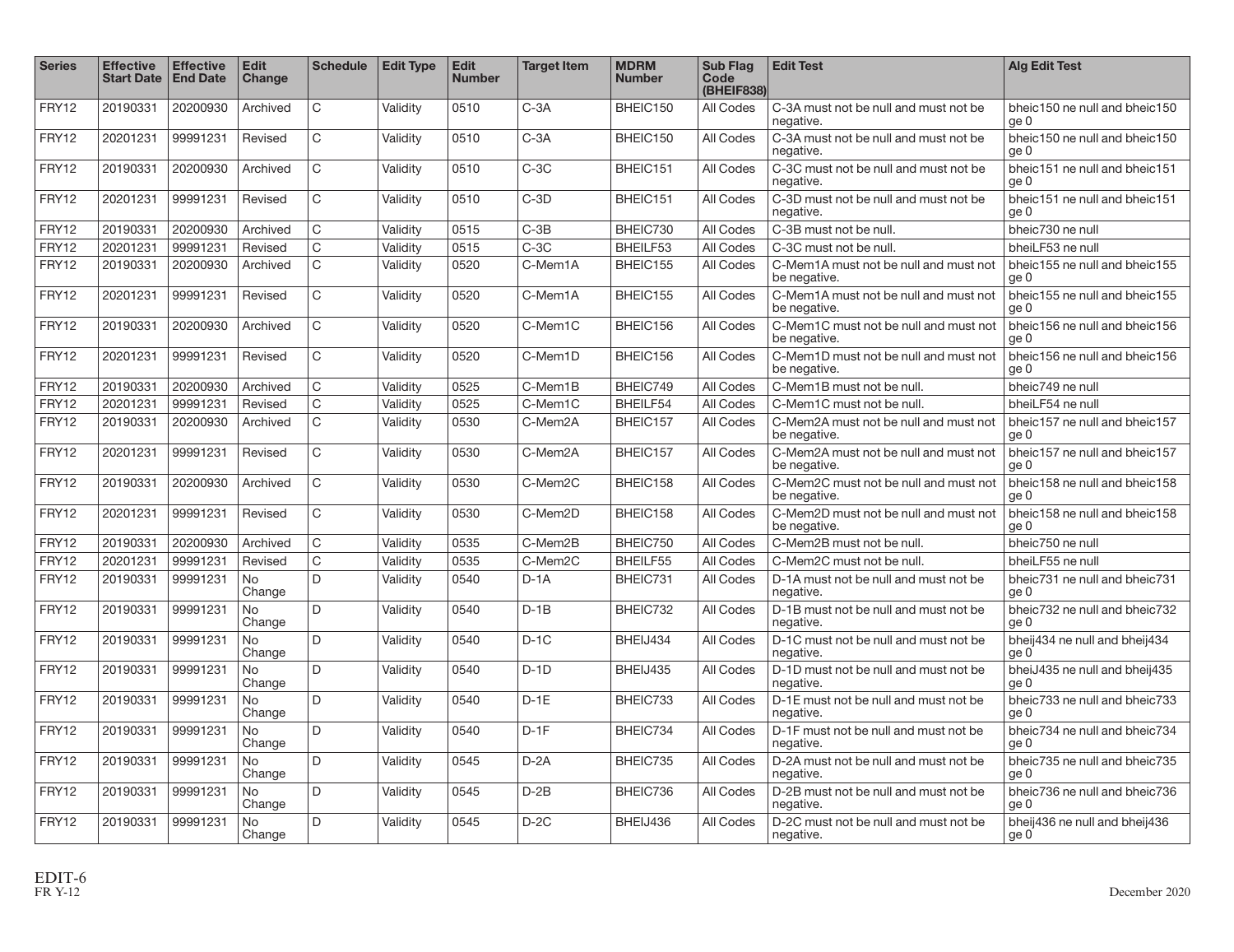| Series | Effective Start Date | Effective End Date | Edit Change | Schedule | Edit Type | Edit Number | Target Item | MDRM Number | Sub Flag Code (BHEIF838) | Edit Test | Alg Edit Test |
|---|---|---|---|---|---|---|---|---|---|---|---|
| FRY12 | 20190331 | 20200930 | Archived | C | Validity | 0510 | C-3A | BHEIC150 | All Codes | C-3A must not be null and must not be negative. | bheic150 ne null and bheic150 ge 0 |
| FRY12 | 20201231 | 99991231 | Revised | C | Validity | 0510 | C-3A | BHEIC150 | All Codes | C-3A must not be null and must not be negative. | bheic150 ne null and bheic150 ge 0 |
| FRY12 | 20190331 | 20200930 | Archived | C | Validity | 0510 | C-3C | BHEIC151 | All Codes | C-3C must not be null and must not be negative. | bheic151 ne null and bheic151 ge 0 |
| FRY12 | 20201231 | 99991231 | Revised | C | Validity | 0510 | C-3D | BHEIC151 | All Codes | C-3D must not be null and must not be negative. | bheic151 ne null and bheic151 ge 0 |
| FRY12 | 20190331 | 20200930 | Archived | C | Validity | 0515 | C-3B | BHEIC730 | All Codes | C-3B must not be null. | bheic730 ne null |
| FRY12 | 20201231 | 99991231 | Revised | C | Validity | 0515 | C-3C | BHEILF53 | All Codes | C-3C must not be null. | bheiLF53 ne null |
| FRY12 | 20190331 | 20200930 | Archived | C | Validity | 0520 | C-Mem1A | BHEIC155 | All Codes | C-Mem1A must not be null and must not be negative. | bheic155 ne null and bheic155 ge 0 |
| FRY12 | 20201231 | 99991231 | Revised | C | Validity | 0520 | C-Mem1A | BHEIC155 | All Codes | C-Mem1A must not be null and must not be negative. | bheic155 ne null and bheic155 ge 0 |
| FRY12 | 20190331 | 20200930 | Archived | C | Validity | 0520 | C-Mem1C | BHEIC156 | All Codes | C-Mem1C must not be null and must not be negative. | bheic156 ne null and bheic156 ge 0 |
| FRY12 | 20201231 | 99991231 | Revised | C | Validity | 0520 | C-Mem1D | BHEIC156 | All Codes | C-Mem1D must not be null and must not be negative. | bheic156 ne null and bheic156 ge 0 |
| FRY12 | 20190331 | 20200930 | Archived | C | Validity | 0525 | C-Mem1B | BHEIC749 | All Codes | C-Mem1B must not be null. | bheic749 ne null |
| FRY12 | 20201231 | 99991231 | Revised | C | Validity | 0525 | C-Mem1C | BHEILF54 | All Codes | C-Mem1C must not be null. | bheiLF54 ne null |
| FRY12 | 20190331 | 20200930 | Archived | C | Validity | 0530 | C-Mem2A | BHEIC157 | All Codes | C-Mem2A must not be null and must not be negative. | bheic157 ne null and bheic157 ge 0 |
| FRY12 | 20201231 | 99991231 | Revised | C | Validity | 0530 | C-Mem2A | BHEIC157 | All Codes | C-Mem2A must not be null and must not be negative. | bheic157 ne null and bheic157 ge 0 |
| FRY12 | 20190331 | 20200930 | Archived | C | Validity | 0530 | C-Mem2C | BHEIC158 | All Codes | C-Mem2C must not be null and must not be negative. | bheic158 ne null and bheic158 ge 0 |
| FRY12 | 20201231 | 99991231 | Revised | C | Validity | 0530 | C-Mem2D | BHEIC158 | All Codes | C-Mem2D must not be null and must not be negative. | bheic158 ne null and bheic158 ge 0 |
| FRY12 | 20190331 | 20200930 | Archived | C | Validity | 0535 | C-Mem2B | BHEIC750 | All Codes | C-Mem2B must not be null. | bheic750 ne null |
| FRY12 | 20201231 | 99991231 | Revised | C | Validity | 0535 | C-Mem2C | BHEILF55 | All Codes | C-Mem2C must not be null. | bheiLF55 ne null |
| FRY12 | 20190331 | 99991231 | No Change | D | Validity | 0540 | D-1A | BHEIC731 | All Codes | D-1A must not be null and must not be negative. | bheic731 ne null and bheic731 ge 0 |
| FRY12 | 20190331 | 99991231 | No Change | D | Validity | 0540 | D-1B | BHEIC732 | All Codes | D-1B must not be null and must not be negative. | bheic732 ne null and bheic732 ge 0 |
| FRY12 | 20190331 | 99991231 | No Change | D | Validity | 0540 | D-1C | BHEIJ434 | All Codes | D-1C must not be null and must not be negative. | bheij434 ne null and bheij434 ge 0 |
| FRY12 | 20190331 | 99991231 | No Change | D | Validity | 0540 | D-1D | BHEIJ435 | All Codes | D-1D must not be null and must not be negative. | bheiJ435 ne null and bheij435 ge 0 |
| FRY12 | 20190331 | 99991231 | No Change | D | Validity | 0540 | D-1E | BHEIC733 | All Codes | D-1E must not be null and must not be negative. | bheic733 ne null and bheic733 ge 0 |
| FRY12 | 20190331 | 99991231 | No Change | D | Validity | 0540 | D-1F | BHEIC734 | All Codes | D-1F must not be null and must not be negative. | bheic734 ne null and bheic734 ge 0 |
| FRY12 | 20190331 | 99991231 | No Change | D | Validity | 0545 | D-2A | BHEIC735 | All Codes | D-2A must not be null and must not be negative. | bheic735 ne null and bheic735 ge 0 |
| FRY12 | 20190331 | 99991231 | No Change | D | Validity | 0545 | D-2B | BHEIC736 | All Codes | D-2B must not be null and must not be negative. | bheic736 ne null and bheic736 ge 0 |
| FRY12 | 20190331 | 99991231 | No Change | D | Validity | 0545 | D-2C | BHEIJ436 | All Codes | D-2C must not be null and must not be negative. | bheij436 ne null and bheij436 ge 0 |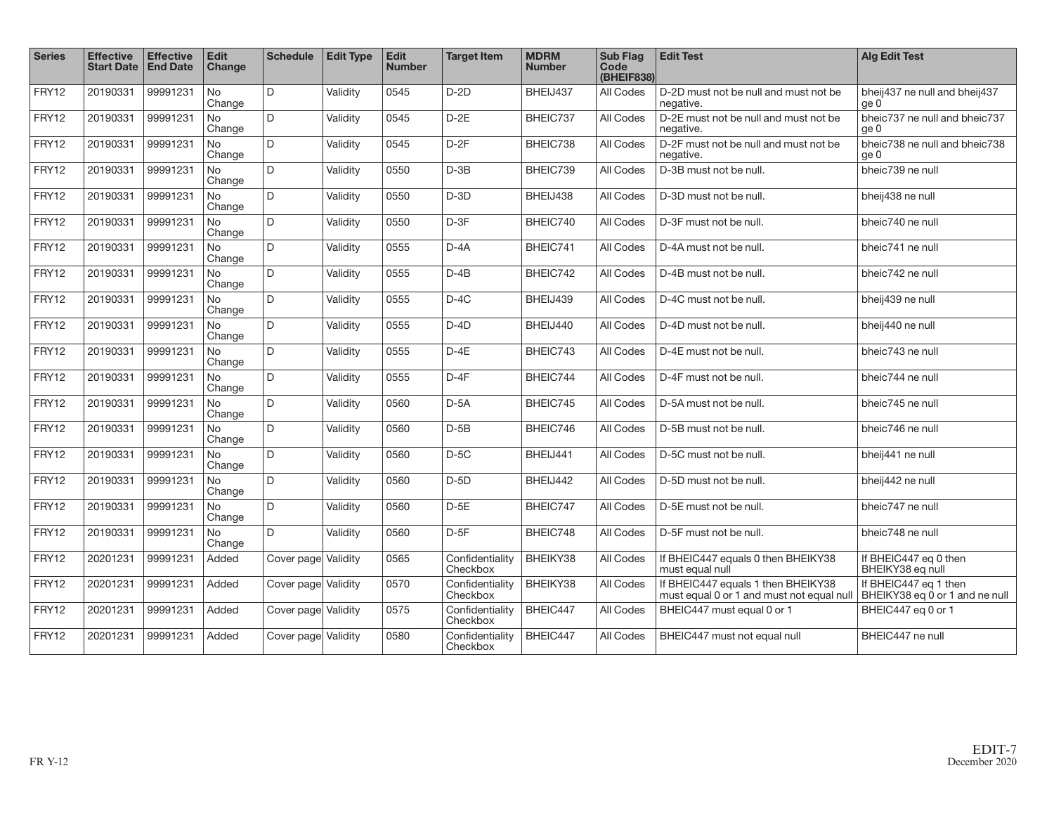| Series | Effective Start Date | Effective End Date | Edit Change | Schedule | Edit Type | Edit Number | Target Item | MDRM Number | Sub Flag Code (BHEIF838) | Edit Test | Alg Edit Test |
|---|---|---|---|---|---|---|---|---|---|---|---|
| FRY12 | 20190331 | 99991231 | No Change | D | Validity | 0545 | D-2D | BHEIJ437 | All Codes | D-2D must not be null and must not be negative. | bheij437 ne null and bheij437 ge 0 |
| FRY12 | 20190331 | 99991231 | No Change | D | Validity | 0545 | D-2E | BHEIC737 | All Codes | D-2E must not be null and must not be negative. | bheic737 ne null and bheic737 ge 0 |
| FRY12 | 20190331 | 99991231 | No Change | D | Validity | 0545 | D-2F | BHEIC738 | All Codes | D-2F must not be null and must not be negative. | bheic738 ne null and bheic738 ge 0 |
| FRY12 | 20190331 | 99991231 | No Change | D | Validity | 0550 | D-3B | BHEIC739 | All Codes | D-3B must not be null. | bheic739 ne null |
| FRY12 | 20190331 | 99991231 | No Change | D | Validity | 0550 | D-3D | BHEIJ438 | All Codes | D-3D must not be null. | bheij438 ne null |
| FRY12 | 20190331 | 99991231 | No Change | D | Validity | 0550 | D-3F | BHEIC740 | All Codes | D-3F must not be null. | bheic740 ne null |
| FRY12 | 20190331 | 99991231 | No Change | D | Validity | 0555 | D-4A | BHEIC741 | All Codes | D-4A must not be null. | bheic741 ne null |
| FRY12 | 20190331 | 99991231 | No Change | D | Validity | 0555 | D-4B | BHEIC742 | All Codes | D-4B must not be null. | bheic742 ne null |
| FRY12 | 20190331 | 99991231 | No Change | D | Validity | 0555 | D-4C | BHEIJ439 | All Codes | D-4C must not be null. | bheij439 ne null |
| FRY12 | 20190331 | 99991231 | No Change | D | Validity | 0555 | D-4D | BHEIJ440 | All Codes | D-4D must not be null. | bheij440 ne null |
| FRY12 | 20190331 | 99991231 | No Change | D | Validity | 0555 | D-4E | BHEIC743 | All Codes | D-4E must not be null. | bheic743 ne null |
| FRY12 | 20190331 | 99991231 | No Change | D | Validity | 0555 | D-4F | BHEIC744 | All Codes | D-4F must not be null. | bheic744 ne null |
| FRY12 | 20190331 | 99991231 | No Change | D | Validity | 0560 | D-5A | BHEIC745 | All Codes | D-5A must not be null. | bheic745 ne null |
| FRY12 | 20190331 | 99991231 | No Change | D | Validity | 0560 | D-5B | BHEIC746 | All Codes | D-5B must not be null. | bheic746 ne null |
| FRY12 | 20190331 | 99991231 | No Change | D | Validity | 0560 | D-5C | BHEIJ441 | All Codes | D-5C must not be null. | bheij441 ne null |
| FRY12 | 20190331 | 99991231 | No Change | D | Validity | 0560 | D-5D | BHEIJ442 | All Codes | D-5D must not be null. | bheij442 ne null |
| FRY12 | 20190331 | 99991231 | No Change | D | Validity | 0560 | D-5E | BHEIC747 | All Codes | D-5E must not be null. | bheic747 ne null |
| FRY12 | 20190331 | 99991231 | No Change | D | Validity | 0560 | D-5F | BHEIC748 | All Codes | D-5F must not be null. | bheic748 ne null |
| FRY12 | 20201231 | 99991231 | Added | Cover page | Validity | 0565 | Confidentiality Checkbox | BHEIKY38 | All Codes | If BHEIC447 equals 0 then BHEIKY38 must equal null | If BHEIC447 eq 0 then BHEIKY38 eq null |
| FRY12 | 20201231 | 99991231 | Added | Cover page | Validity | 0570 | Confidentiality Checkbox | BHEIKY38 | All Codes | If BHEIC447 equals 1 then BHEIKY38 must equal 0 or 1 and must not equal null | If BHEIC447 eq 1 then BHEIKY38 eq 0 or 1 and ne null |
| FRY12 | 20201231 | 99991231 | Added | Cover page | Validity | 0575 | Confidentiality Checkbox | BHEIC447 | All Codes | BHEIC447 must equal 0 or 1 | BHEIC447 eq 0 or 1 |
| FRY12 | 20201231 | 99991231 | Added | Cover page | Validity | 0580 | Confidentiality Checkbox | BHEIC447 | All Codes | BHEIC447 must not equal null | BHEIC447 ne null |